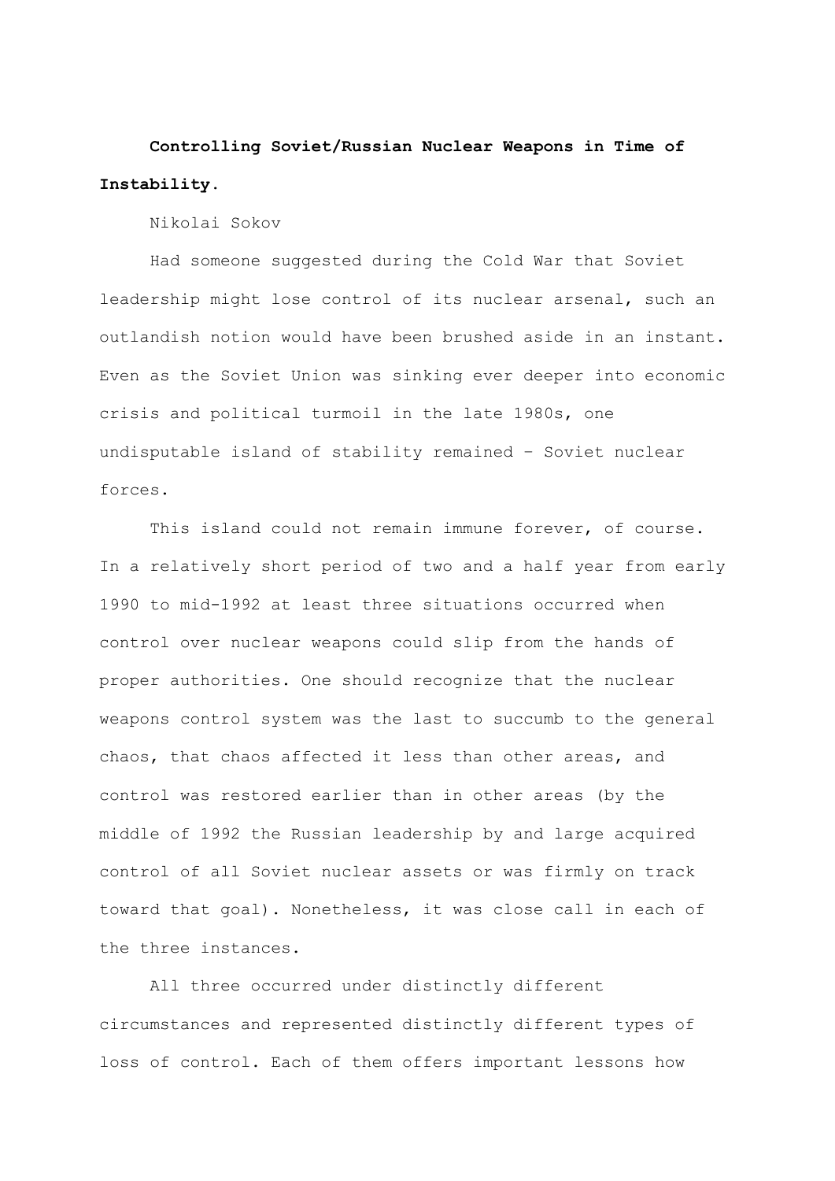**Controlling Soviet/Russian Nuclear Weapons in Time of Instability.**

Nikolai Sokov

Had someone suggested during the Cold War that Soviet leadership might lose control of its nuclear arsenal, such an outlandish notion would have been brushed aside in an instant. Even as the Soviet Union was sinking ever deeper into economic crisis and political turmoil in the late 1980s, one undisputable island of stability remained – Soviet nuclear forces.

This island could not remain immune forever, of course. In a relatively short period of two and a half year from early 1990 to mid-1992 at least three situations occurred when control over nuclear weapons could slip from the hands of proper authorities. One should recognize that the nuclear weapons control system was the last to succumb to the general chaos, that chaos affected it less than other areas, and control was restored earlier than in other areas (by the middle of 1992 the Russian leadership by and large acquired control of all Soviet nuclear assets or was firmly on track toward that goal). Nonetheless, it was close call in each of the three instances.

All three occurred under distinctly different circumstances and represented distinctly different types of loss of control. Each of them offers important lessons how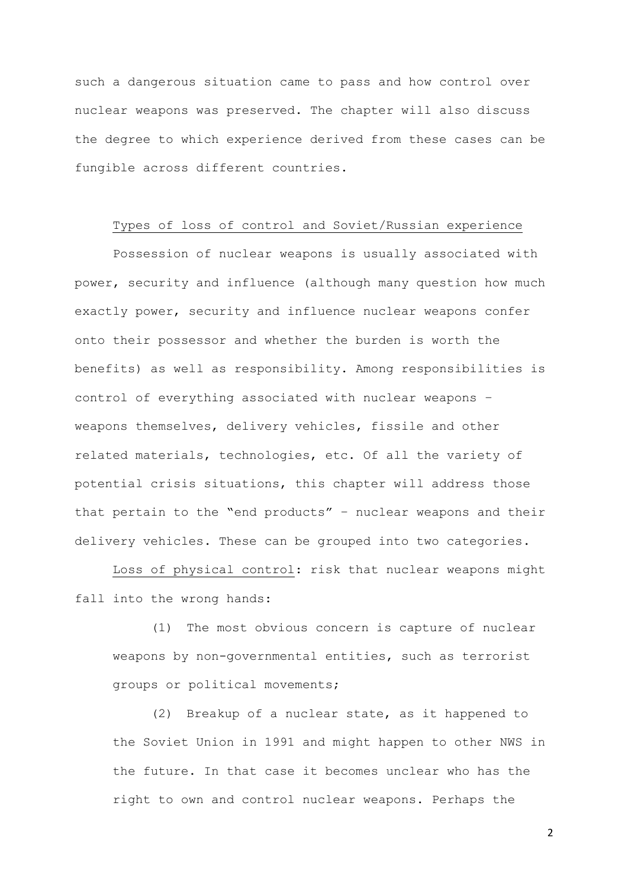such a dangerous situation came to pass and how control over nuclear weapons was preserved. The chapter will also discuss the degree to which experience derived from these cases can be fungible across different countries.

## Types of loss of control and Soviet/Russian experience

Possession of nuclear weapons is usually associated with power, security and influence (although many question how much exactly power, security and influence nuclear weapons confer onto their possessor and whether the burden is worth the benefits) as well as responsibility. Among responsibilities is control of everything associated with nuclear weapons – weapons themselves, delivery vehicles, fissile and other related materials, technologies, etc. Of all the variety of potential crisis situations, this chapter will address those that pertain to the "end products" – nuclear weapons and their delivery vehicles. These can be grouped into two categories.

Loss of physical control: risk that nuclear weapons might fall into the wrong hands:

(1) The most obvious concern is capture of nuclear weapons by non-governmental entities, such as terrorist groups or political movements;

(2) Breakup of a nuclear state, as it happened to the Soviet Union in 1991 and might happen to other NWS in the future. In that case it becomes unclear who has the right to own and control nuclear weapons. Perhaps the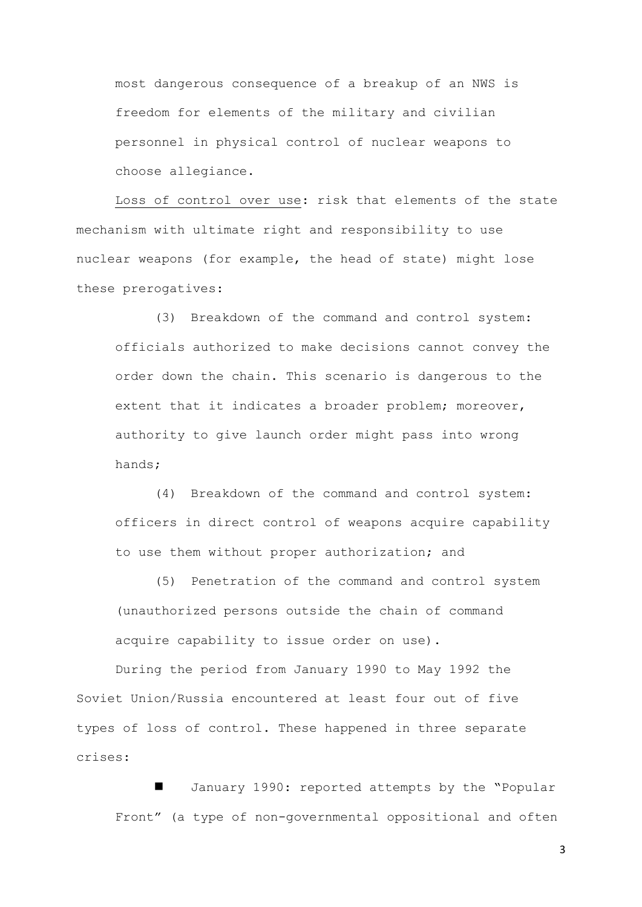most dangerous consequence of a breakup of an NWS is freedom for elements of the military and civilian personnel in physical control of nuclear weapons to choose allegiance.

Loss of control over use: risk that elements of the state mechanism with ultimate right and responsibility to use nuclear weapons (for example, the head of state) might lose these prerogatives:

(3) Breakdown of the command and control system: officials authorized to make decisions cannot convey the order down the chain. This scenario is dangerous to the extent that it indicates a broader problem; moreover, authority to give launch order might pass into wrong hands;

(4) Breakdown of the command and control system: officers in direct control of weapons acquire capability to use them without proper authorization; and

(5) Penetration of the command and control system (unauthorized persons outside the chain of command acquire capability to issue order on use).

During the period from January 1990 to May 1992 the Soviet Union/Russia encountered at least four out of five types of loss of control. These happened in three separate crises:

- January 1990: reported attempts by the "Popular Front" (a type of non-governmental oppositional and often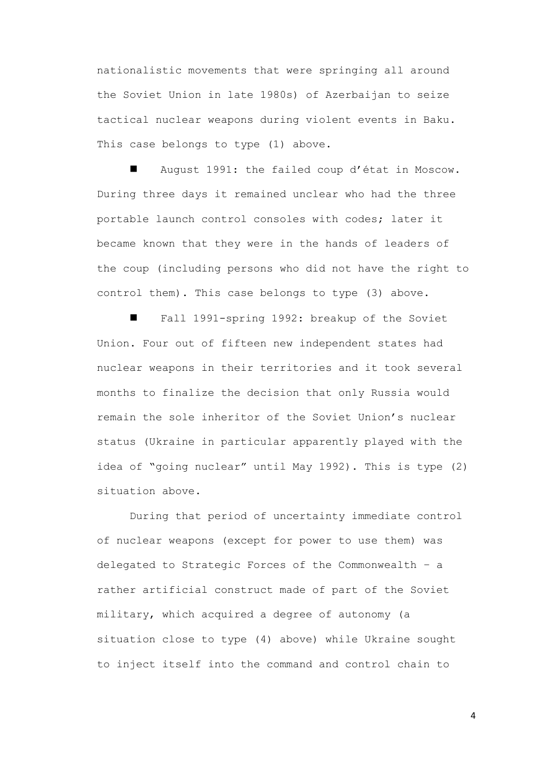nationalistic movements that were springing all around the Soviet Union in late 1980s) of Azerbaijan to seize tactical nuclear weapons during violent events in Baku. This case belongs to type (1) above.

- August 1991: the failed coup d'état in Moscow. During three days it remained unclear who had the three portable launch control consoles with codes; later it became known that they were in the hands of leaders of the coup (including persons who did not have the right to control them). This case belongs to type (3) above.

- Fall 1991-spring 1992: breakup of the Soviet Union. Four out of fifteen new independent states had nuclear weapons in their territories and it took several months to finalize the decision that only Russia would remain the sole inheritor of the Soviet Union's nuclear status (Ukraine in particular apparently played with the idea of "going nuclear" until May 1992). This is type (2) situation above.

During that period of uncertainty immediate control of nuclear weapons (except for power to use them) was delegated to Strategic Forces of the Commonwealth – a rather artificial construct made of part of the Soviet military, which acquired a degree of autonomy (a situation close to type (4) above) while Ukraine sought to inject itself into the command and control chain to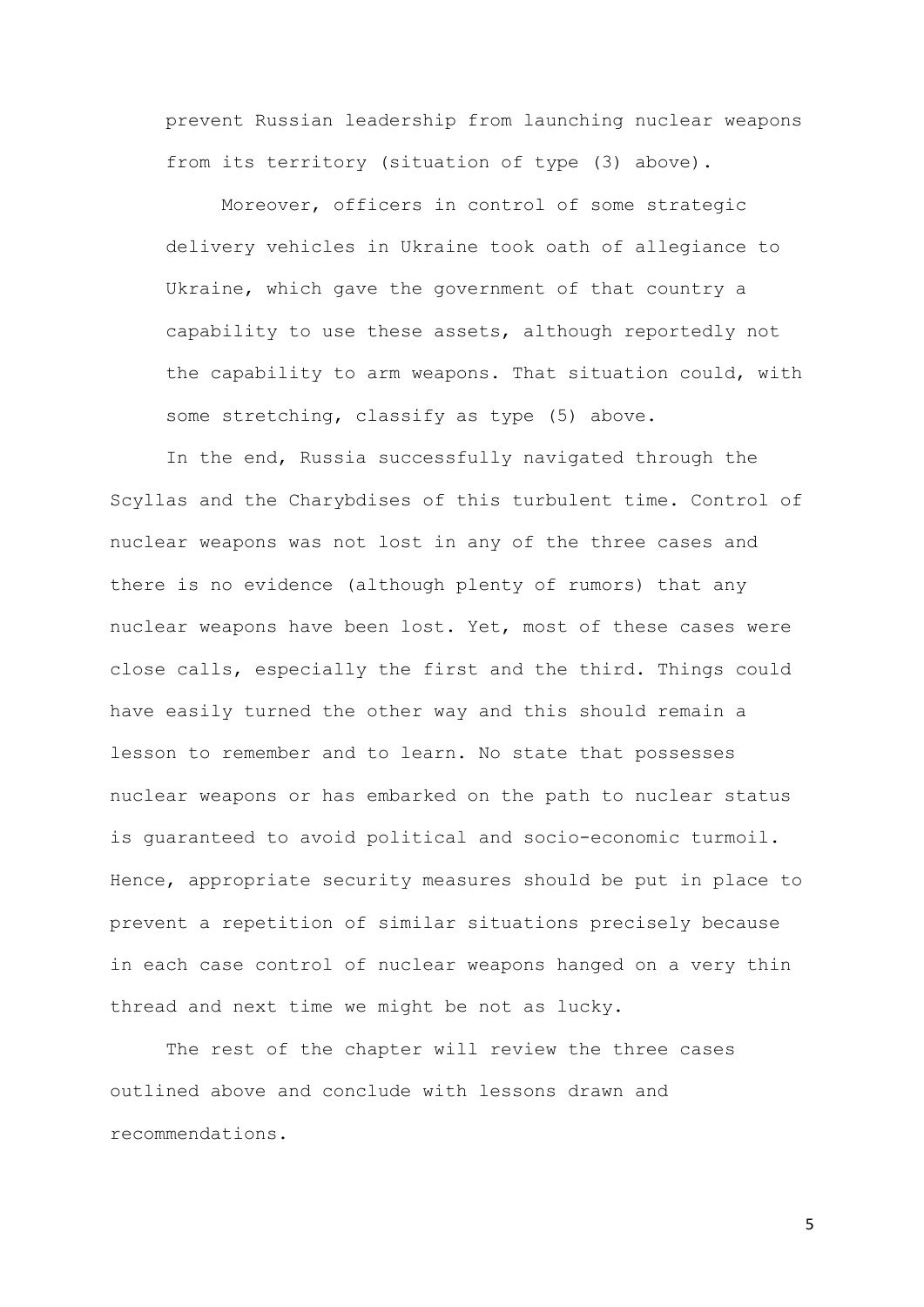prevent Russian leadership from launching nuclear weapons from its territory (situation of type (3) above).

Moreover, officers in control of some strategic delivery vehicles in Ukraine took oath of allegiance to Ukraine, which gave the government of that country a capability to use these assets, although reportedly not the capability to arm weapons. That situation could, with some stretching, classify as type (5) above.

In the end, Russia successfully navigated through the Scyllas and the Charybdises of this turbulent time. Control of nuclear weapons was not lost in any of the three cases and there is no evidence (although plenty of rumors) that any nuclear weapons have been lost. Yet, most of these cases were close calls, especially the first and the third. Things could have easily turned the other way and this should remain a lesson to remember and to learn. No state that possesses nuclear weapons or has embarked on the path to nuclear status is guaranteed to avoid political and socio-economic turmoil. Hence, appropriate security measures should be put in place to prevent a repetition of similar situations precisely because in each case control of nuclear weapons hanged on a very thin thread and next time we might be not as lucky.

The rest of the chapter will review the three cases outlined above and conclude with lessons drawn and recommendations.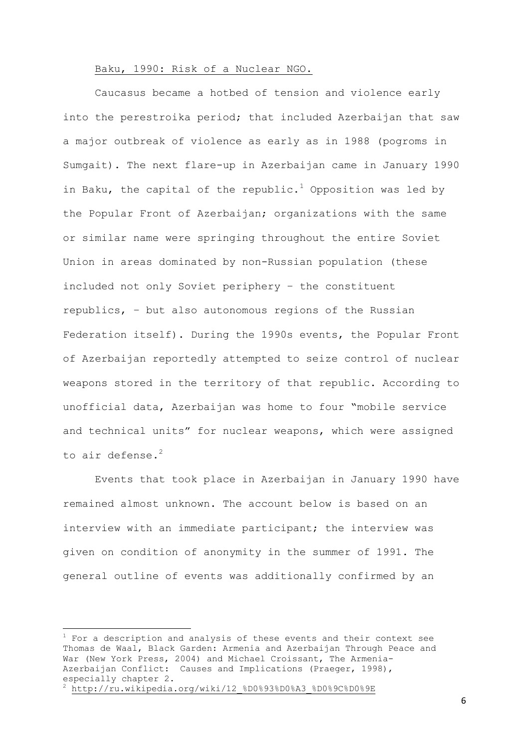## Baku, 1990: Risk of a Nuclear NGO.

Caucasus became a hotbed of tension and violence early into the perestroika period; that included Azerbaijan that saw a major outbreak of violence as early as in 1988 (pogroms in Sumgait). The next flare-up in Azerbaijan came in January 1990 in Baku, the capital of the republic.[1] Opposition was led by the Popular Front of Azerbaijan; organizations with the same or similar name were springing throughout the entire Soviet Union in areas dominated by non-Russian population (these included not only Soviet periphery – the constituent republics, – but also autonomous regions of the Russian Federation itself). During the 1990s events, the Popular Front of Azerbaijan reportedly attempted to seize control of nuclear weapons stored in the territory of that republic. According to unofficial data, Azerbaijan was home to four "mobile service and technical units" for nuclear weapons, which were assigned to air defense.[2]

Events that took place in Azerbaijan in January 1990 have remained almost unknown. The account below is based on an interview with an immediate participant; the interview was given on condition of anonymity in the summer of 1991. The general outline of events was additionally confirmed by an

---

[1] For a description and analysis of these events and their context see Thomas de Waal, Black Garden: Armenia and Azerbaijan Through Peace and War (New York Press, 2004) and Michael Croissant, The Armenia-Azerbaijan Conflict: Causes and Implications (Praeger, 1998), especially chapter 2.

[2] http://ru.wikipedia.org/wiki/12_%D0%93%D0%A3_%D0%9C%D0%9E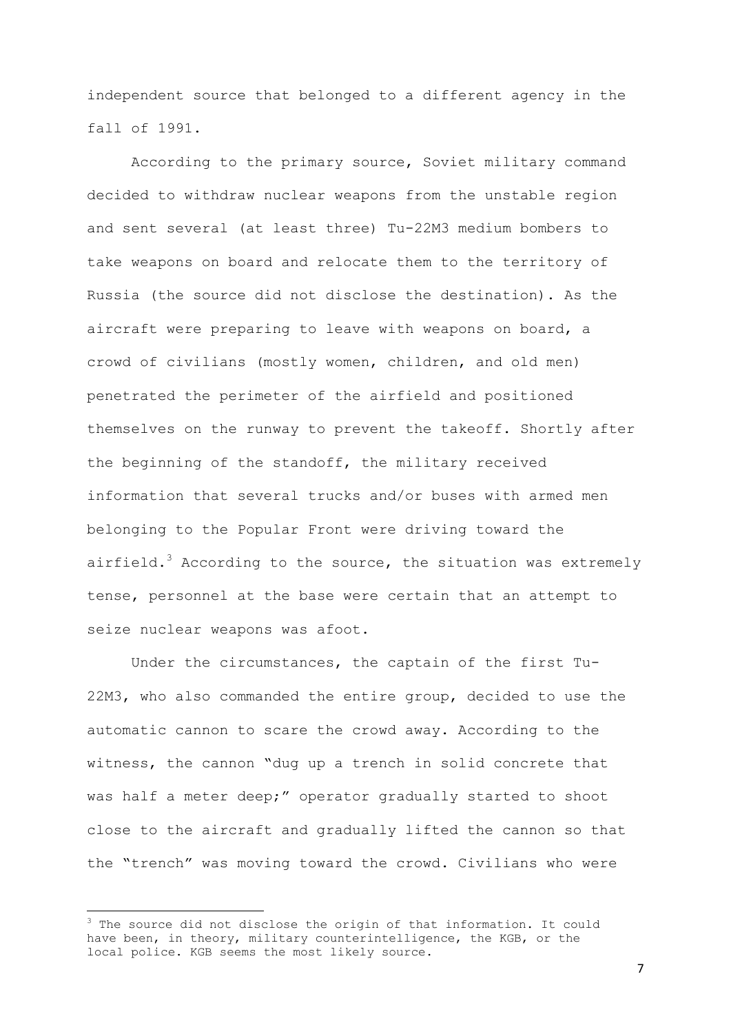independent source that belonged to a different agency in the fall of 1991.

According to the primary source, Soviet military command decided to withdraw nuclear weapons from the unstable region and sent several (at least three) Tu-22M3 medium bombers to take weapons on board and relocate them to the territory of Russia (the source did not disclose the destination). As the aircraft were preparing to leave with weapons on board, a crowd of civilians (mostly women, children, and old men) penetrated the perimeter of the airfield and positioned themselves on the runway to prevent the takeoff. Shortly after the beginning of the standoff, the military received information that several trucks and/or buses with armed men belonging to the Popular Front were driving toward the airfield.[3] According to the source, the situation was extremely tense, personnel at the base were certain that an attempt to seize nuclear weapons was afoot.

Under the circumstances, the captain of the first Tu-22M3, who also commanded the entire group, decided to use the automatic cannon to scare the crowd away. According to the witness, the cannon "dug up a trench in solid concrete that was half a meter deep;" operator gradually started to shoot close to the aircraft and gradually lifted the cannon so that the "trench" was moving toward the crowd. Civilians who were

---

[3] The source did not disclose the origin of that information. It could have been, in theory, military counterintelligence, the KGB, or the local police. KGB seems the most likely source.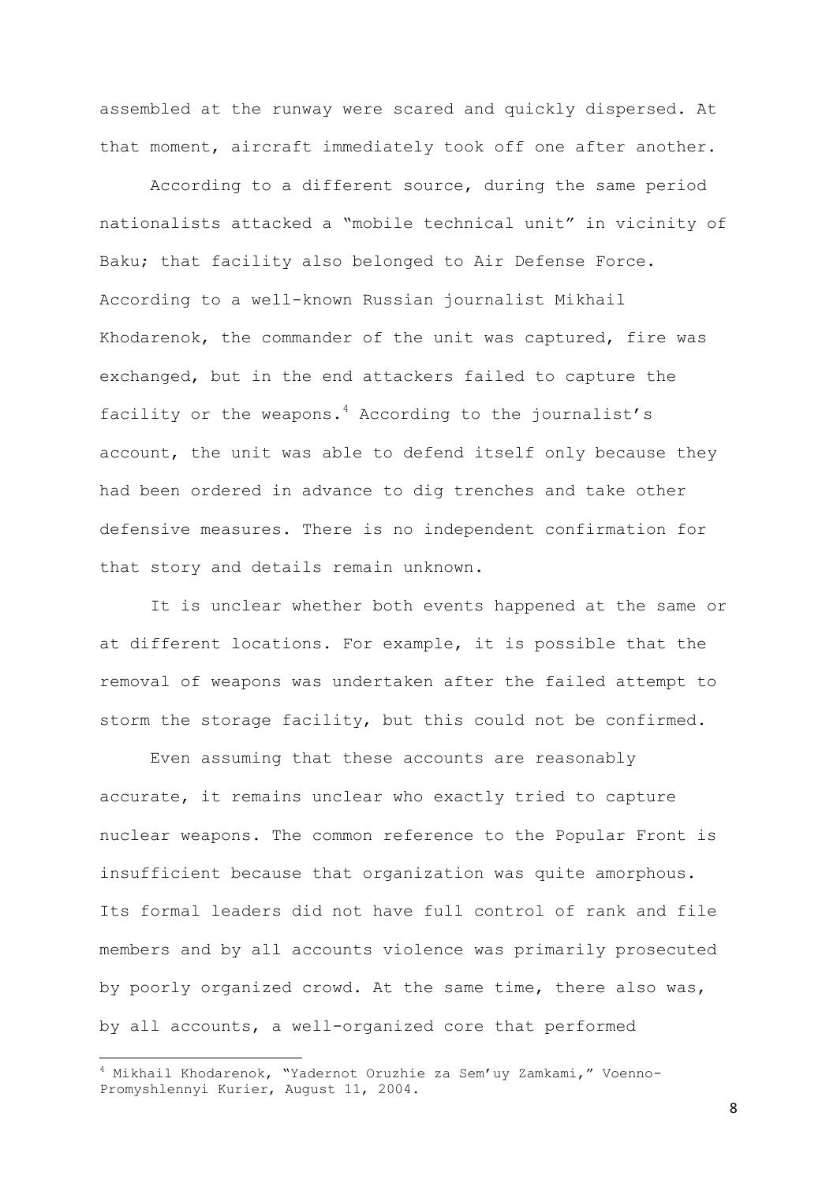assembled at the runway were scared and quickly dispersed. At that moment, aircraft immediately took off one after another.

According to a different source, during the same period nationalists attacked a "mobile technical unit" in vicinity of Baku; that facility also belonged to Air Defense Force. According to a well-known Russian journalist Mikhail Khodarenok, the commander of the unit was captured, fire was exchanged, but in the end attackers failed to capture the facility or the weapons.[4] According to the journalist's account, the unit was able to defend itself only because they had been ordered in advance to dig trenches and take other defensive measures. There is no independent confirmation for that story and details remain unknown.

It is unclear whether both events happened at the same or at different locations. For example, it is possible that the removal of weapons was undertaken after the failed attempt to storm the storage facility, but this could not be confirmed.

Even assuming that these accounts are reasonably accurate, it remains unclear who exactly tried to capture nuclear weapons. The common reference to the Popular Front is insufficient because that organization was quite amorphous. Its formal leaders did not have full control of rank and file members and by all accounts violence was primarily prosecuted by poorly organized crowd. At the same time, there also was, by all accounts, a well-organized core that performed

---

[4] Mikhail Khodarenok, "Yadernot Oruzhie za Sem'uy Zamkami," Voenno-Promyshlennyi Kurier, August 11, 2004.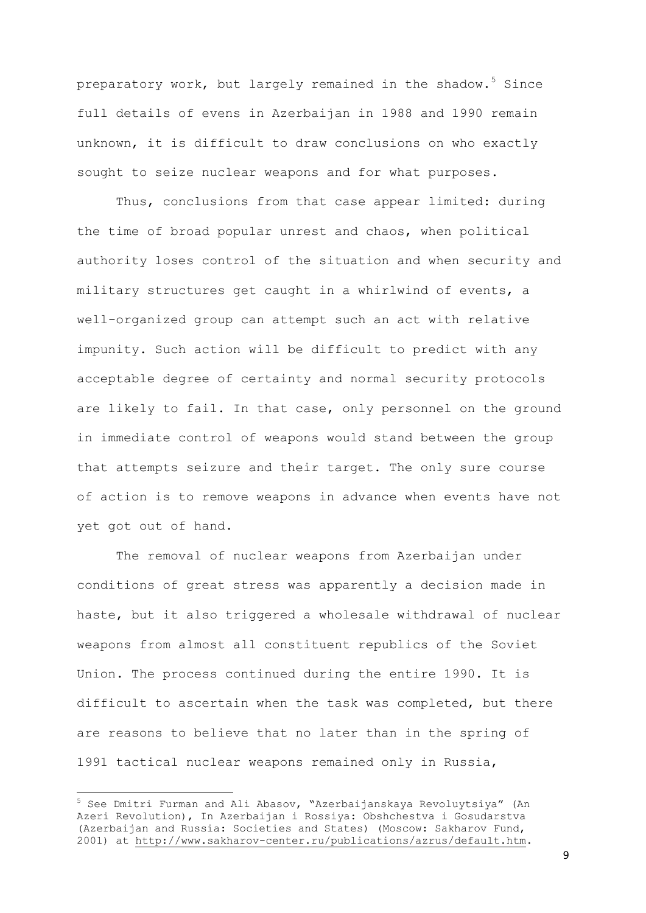preparatory work, but largely remained in the shadow.[5] Since full details of evens in Azerbaijan in 1988 and 1990 remain unknown, it is difficult to draw conclusions on who exactly sought to seize nuclear weapons and for what purposes.

Thus, conclusions from that case appear limited: during the time of broad popular unrest and chaos, when political authority loses control of the situation and when security and military structures get caught in a whirlwind of events, a well-organized group can attempt such an act with relative impunity. Such action will be difficult to predict with any acceptable degree of certainty and normal security protocols are likely to fail. In that case, only personnel on the ground in immediate control of weapons would stand between the group that attempts seizure and their target. The only sure course of action is to remove weapons in advance when events have not yet got out of hand.

The removal of nuclear weapons from Azerbaijan under conditions of great stress was apparently a decision made in haste, but it also triggered a wholesale withdrawal of nuclear weapons from almost all constituent republics of the Soviet Union. The process continued during the entire 1990. It is difficult to ascertain when the task was completed, but there are reasons to believe that no later than in the spring of 1991 tactical nuclear weapons remained only in Russia,

---

[5] See Dmitri Furman and Ali Abasov, "Azerbaijanskaya Revoluytsiya" (An Azeri Revolution), In Azerbaijan i Rossiya: Obshchestva i Gosudarstva (Azerbaijan and Russia: Societies and States) (Moscow: Sakharov Fund, 2001) at http://www.sakharov-center.ru/publications/azrus/default.htm.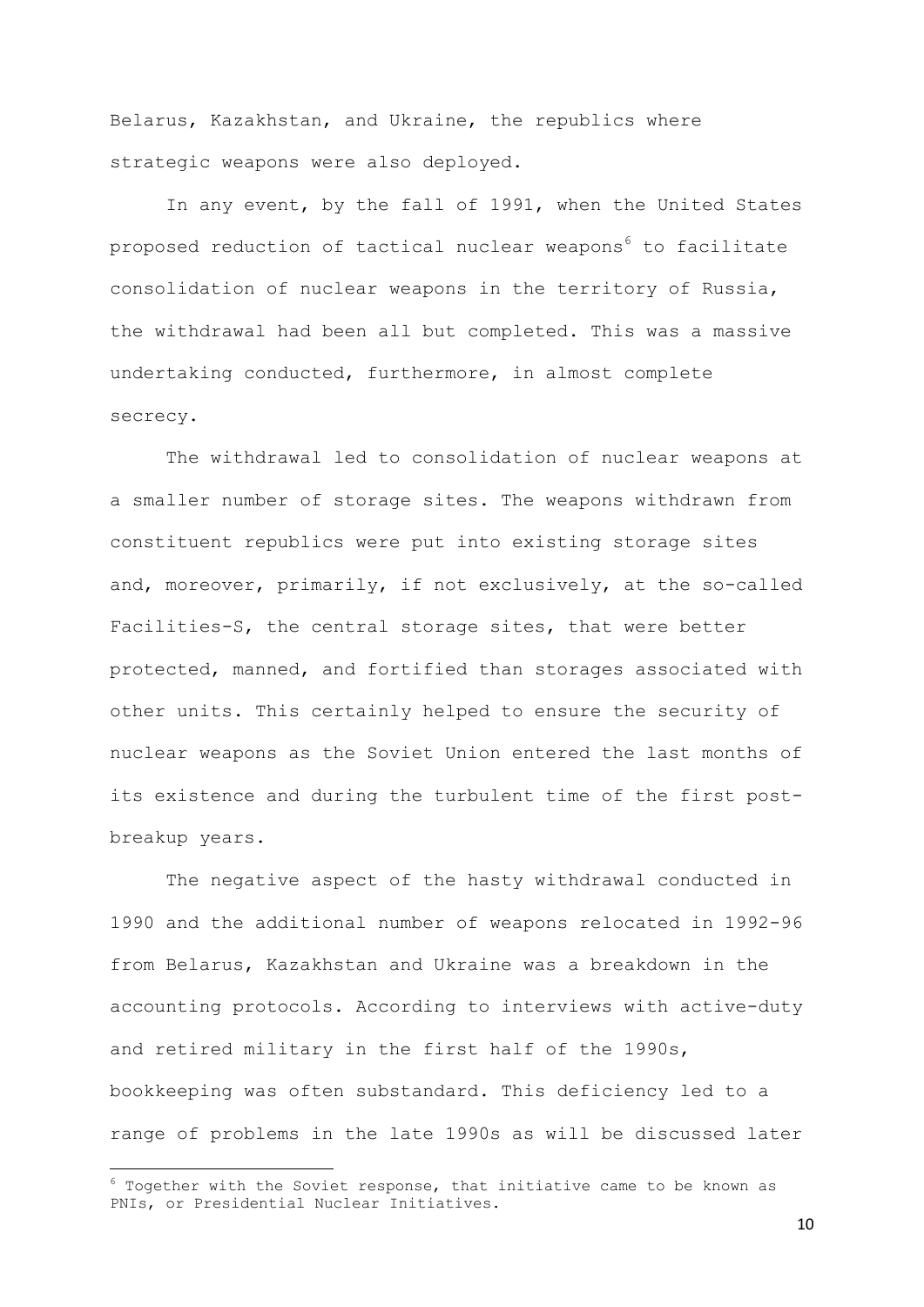Belarus, Kazakhstan, and Ukraine, the republics where strategic weapons were also deployed.

In any event, by the fall of 1991, when the United States proposed reduction of tactical nuclear weapons[6] to facilitate consolidation of nuclear weapons in the territory of Russia, the withdrawal had been all but completed. This was a massive undertaking conducted, furthermore, in almost complete secrecy.

The withdrawal led to consolidation of nuclear weapons at a smaller number of storage sites. The weapons withdrawn from constituent republics were put into existing storage sites and, moreover, primarily, if not exclusively, at the so-called Facilities-S, the central storage sites, that were better protected, manned, and fortified than storages associated with other units. This certainly helped to ensure the security of nuclear weapons as the Soviet Union entered the last months of its existence and during the turbulent time of the first post-breakup years.

The negative aspect of the hasty withdrawal conducted in 1990 and the additional number of weapons relocated in 1992-96 from Belarus, Kazakhstan and Ukraine was a breakdown in the accounting protocols. According to interviews with active-duty and retired military in the first half of the 1990s, bookkeeping was often substandard. This deficiency led to a range of problems in the late 1990s as will be discussed later

---

[6] Together with the Soviet response, that initiative came to be known as PNIs, or Presidential Nuclear Initiatives.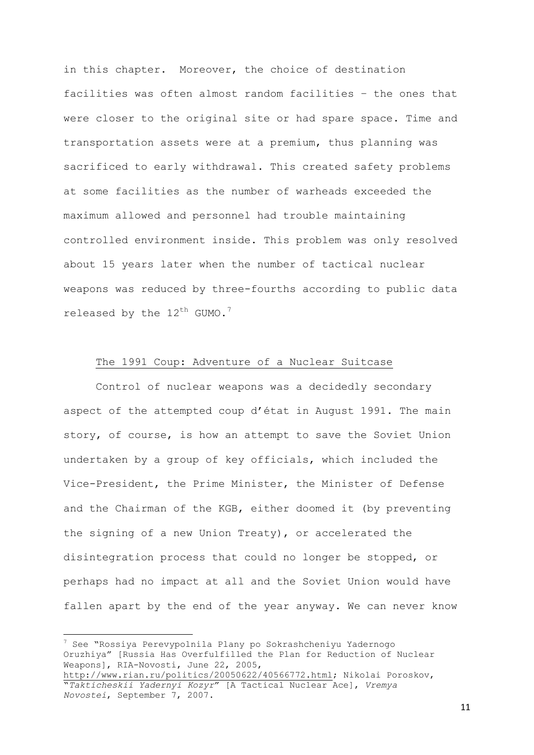in this chapter. Moreover, the choice of destination facilities was often almost random facilities – the ones that were closer to the original site or had spare space. Time and transportation assets were at a premium, thus planning was sacrificed to early withdrawal. This created safety problems at some facilities as the number of warheads exceeded the maximum allowed and personnel had trouble maintaining controlled environment inside. This problem was only resolved about 15 years later when the number of tactical nuclear weapons was reduced by three-fourths according to public data released by the 12th GUMO.[7]

## The 1991 Coup: Adventure of a Nuclear Suitcase

Control of nuclear weapons was a decidedly secondary aspect of the attempted coup d'état in August 1991. The main story, of course, is how an attempt to save the Soviet Union undertaken by a group of key officials, which included the Vice-President, the Prime Minister, the Minister of Defense and the Chairman of the KGB, either doomed it (by preventing the signing of a new Union Treaty), or accelerated the disintegration process that could no longer be stopped, or perhaps had no impact at all and the Soviet Union would have fallen apart by the end of the year anyway. We can never know

---

[7] See "Rossiya Perevypolnila Plany po Sokrashcheniyu Yadernogo Oruzhiya" [Russia Has Overfulfilled the Plan for Reduction of Nuclear Weapons], RIA-Novosti, June 22, 2005, http://www.rian.ru/politics/20050622/40566772.html; Nikolai Poroskov, "*Takticheskii Yadernyi Kozyr*" [A Tactical Nuclear Ace], *Vremya Novostei*, September 7, 2007.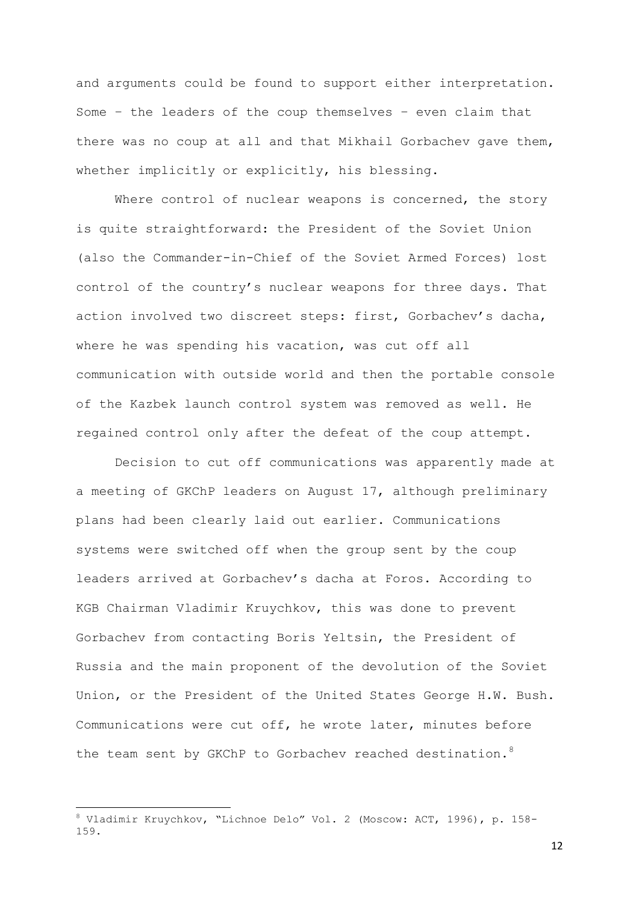and arguments could be found to support either interpretation. Some – the leaders of the coup themselves – even claim that there was no coup at all and that Mikhail Gorbachev gave them, whether implicitly or explicitly, his blessing.

Where control of nuclear weapons is concerned, the story is quite straightforward: the President of the Soviet Union (also the Commander-in-Chief of the Soviet Armed Forces) lost control of the country's nuclear weapons for three days. That action involved two discreet steps: first, Gorbachev's dacha, where he was spending his vacation, was cut off all communication with outside world and then the portable console of the Kazbek launch control system was removed as well. He regained control only after the defeat of the coup attempt.

Decision to cut off communications was apparently made at a meeting of GKChP leaders on August 17, although preliminary plans had been clearly laid out earlier. Communications systems were switched off when the group sent by the coup leaders arrived at Gorbachev's dacha at Foros. According to KGB Chairman Vladimir Kruychkov, this was done to prevent Gorbachev from contacting Boris Yeltsin, the President of Russia and the main proponent of the devolution of the Soviet Union, or the President of the United States George H.W. Bush. Communications were cut off, he wrote later, minutes before the team sent by GKChP to Gorbachev reached destination.[8]

---

[8] Vladimir Kruychkov, "Lichnoe Delo" Vol. 2 (Moscow: ACT, 1996), p. 158-159.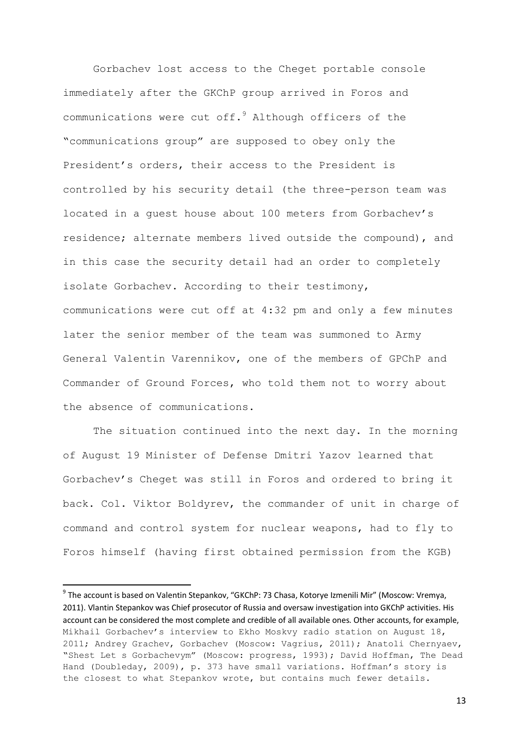Gorbachev lost access to the Cheget portable console immediately after the GKChP group arrived in Foros and communications were cut off.[9] Although officers of the "communications group" are supposed to obey only the President's orders, their access to the President is controlled by his security detail (the three-person team was located in a guest house about 100 meters from Gorbachev's residence; alternate members lived outside the compound), and in this case the security detail had an order to completely isolate Gorbachev. According to their testimony, communications were cut off at 4:32 pm and only a few minutes later the senior member of the team was summoned to Army General Valentin Varennikov, one of the members of GPChP and Commander of Ground Forces, who told them not to worry about the absence of communications.

The situation continued into the next day. In the morning of August 19 Minister of Defense Dmitri Yazov learned that Gorbachev's Cheget was still in Foros and ordered to bring it back. Col. Viktor Boldyrev, the commander of unit in charge of command and control system for nuclear weapons, had to fly to Foros himself (having first obtained permission from the KGB)

[9] The account is based on Valentin Stepankov, "GKChP: 73 Chasa, Kotorye Izmenili Mir" (Moscow: Vremya, 2011). Vlantin Stepankov was Chief prosecutor of Russia and oversaw investigation into GKChP activities. His account can be considered the most complete and credible of all available ones. Other accounts, for example, Mikhail Gorbachev's interview to Ekho Moskvy radio station on August 18, 2011; Andrey Grachev, Gorbachev (Moscow: Vagrius, 2011); Anatoli Chernyaev, "Shest Let s Gorbachevym" (Moscow: progress, 1993); David Hoffman, The Dead Hand (Doubleday, 2009), p. 373 have small variations. Hoffman's story is the closest to what Stepankov wrote, but contains much fewer details.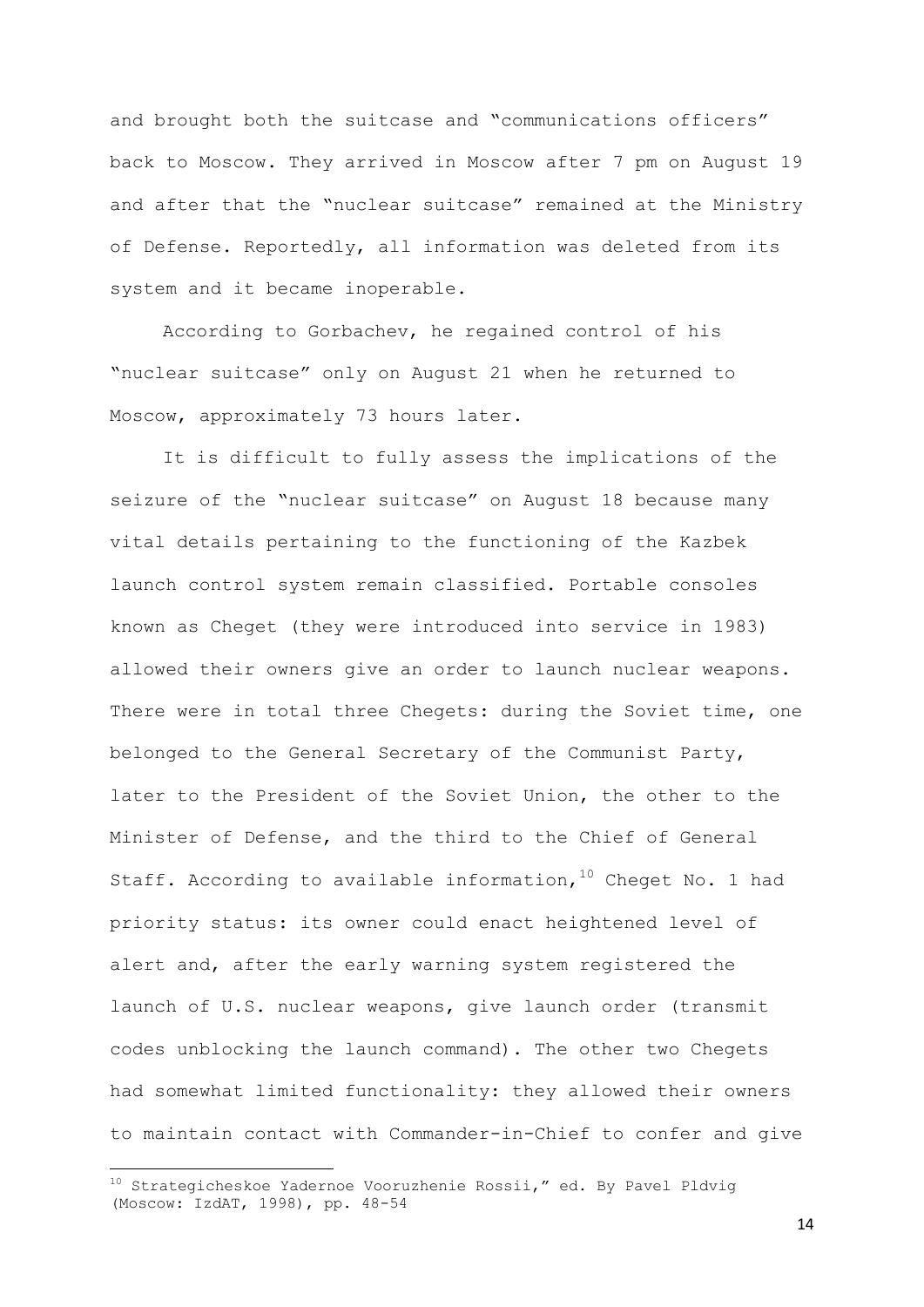and brought both the suitcase and "communications officers" back to Moscow. They arrived in Moscow after 7 pm on August 19 and after that the "nuclear suitcase" remained at the Ministry of Defense. Reportedly, all information was deleted from its system and it became inoperable.

According to Gorbachev, he regained control of his "nuclear suitcase" only on August 21 when he returned to Moscow, approximately 73 hours later.

It is difficult to fully assess the implications of the seizure of the "nuclear suitcase" on August 18 because many vital details pertaining to the functioning of the Kazbek launch control system remain classified. Portable consoles known as Cheget (they were introduced into service in 1983) allowed their owners give an order to launch nuclear weapons. There were in total three Chegets: during the Soviet time, one belonged to the General Secretary of the Communist Party, later to the President of the Soviet Union, the other to the Minister of Defense, and the third to the Chief of General Staff. According to available information,[10] Cheget No. 1 had priority status: its owner could enact heightened level of alert and, after the early warning system registered the launch of U.S. nuclear weapons, give launch order (transmit codes unblocking the launch command). The other two Chegets had somewhat limited functionality: they allowed their owners to maintain contact with Commander-in-Chief to confer and give

---

[10] Strategicheskoe Yadernoe Vooruzhenie Rossii," ed. By Pavel Pldvig (Moscow: IzdAT, 1998), pp. 48-54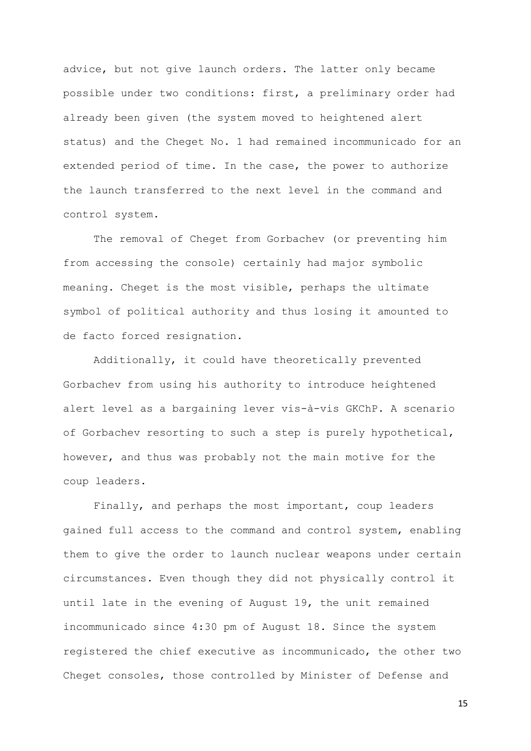advice, but not give launch orders. The latter only became possible under two conditions: first, a preliminary order had already been given (the system moved to heightened alert status) and the Cheget No. 1 had remained incommunicado for an extended period of time. In the case, the power to authorize the launch transferred to the next level in the command and control system.

The removal of Cheget from Gorbachev (or preventing him from accessing the console) certainly had major symbolic meaning. Cheget is the most visible, perhaps the ultimate symbol of political authority and thus losing it amounted to de facto forced resignation.

Additionally, it could have theoretically prevented Gorbachev from using his authority to introduce heightened alert level as a bargaining lever vis-à-vis GKChP. A scenario of Gorbachev resorting to such a step is purely hypothetical, however, and thus was probably not the main motive for the coup leaders.

Finally, and perhaps the most important, coup leaders gained full access to the command and control system, enabling them to give the order to launch nuclear weapons under certain circumstances. Even though they did not physically control it until late in the evening of August 19, the unit remained incommunicado since 4:30 pm of August 18. Since the system registered the chief executive as incommunicado, the other two Cheget consoles, those controlled by Minister of Defense and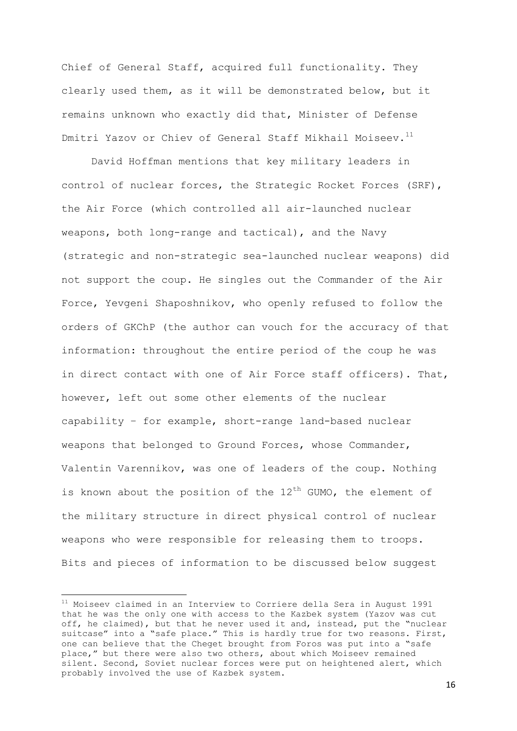Chief of General Staff, acquired full functionality. They clearly used them, as it will be demonstrated below, but it remains unknown who exactly did that, Minister of Defense Dmitri Yazov or Chiev of General Staff Mikhail Moiseev.[11]

David Hoffman mentions that key military leaders in control of nuclear forces, the Strategic Rocket Forces (SRF), the Air Force (which controlled all air-launched nuclear weapons, both long-range and tactical), and the Navy (strategic and non-strategic sea-launched nuclear weapons) did not support the coup. He singles out the Commander of the Air Force, Yevgeni Shaposhnikov, who openly refused to follow the orders of GKChP (the author can vouch for the accuracy of that information: throughout the entire period of the coup he was in direct contact with one of Air Force staff officers). That, however, left out some other elements of the nuclear capability – for example, short-range land-based nuclear weapons that belonged to Ground Forces, whose Commander, Valentin Varennikov, was one of leaders of the coup. Nothing is known about the position of the 12th GUMO, the element of the military structure in direct physical control of nuclear weapons who were responsible for releasing them to troops. Bits and pieces of information to be discussed below suggest

---

[11] Moiseev claimed in an Interview to Corriere della Sera in August 1991 that he was the only one with access to the Kazbek system (Yazov was cut off, he claimed), but that he never used it and, instead, put the "nuclear suitcase" into a "safe place." This is hardly true for two reasons. First, one can believe that the Cheget brought from Foros was put into a "safe place," but there were also two others, about which Moiseev remained silent. Second, Soviet nuclear forces were put on heightened alert, which probably involved the use of Kazbek system.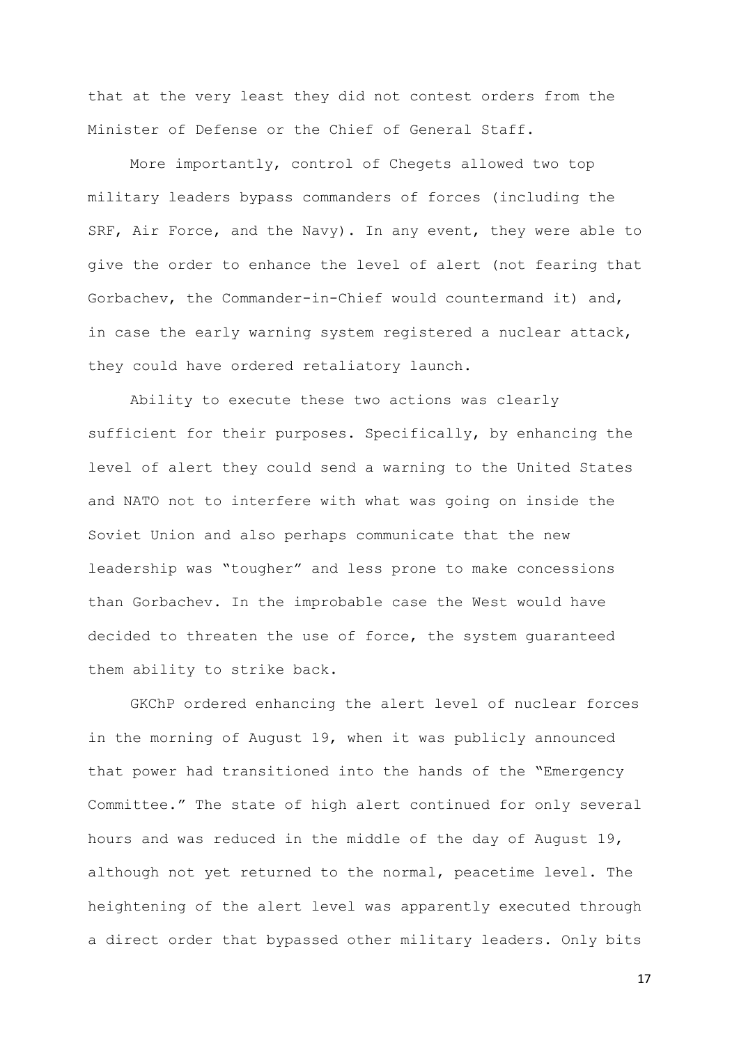that at the very least they did not contest orders from the Minister of Defense or the Chief of General Staff.

More importantly, control of Chegets allowed two top military leaders bypass commanders of forces (including the SRF, Air Force, and the Navy). In any event, they were able to give the order to enhance the level of alert (not fearing that Gorbachev, the Commander-in-Chief would countermand it) and, in case the early warning system registered a nuclear attack, they could have ordered retaliatory launch.

Ability to execute these two actions was clearly sufficient for their purposes. Specifically, by enhancing the level of alert they could send a warning to the United States and NATO not to interfere with what was going on inside the Soviet Union and also perhaps communicate that the new leadership was "tougher" and less prone to make concessions than Gorbachev. In the improbable case the West would have decided to threaten the use of force, the system guaranteed them ability to strike back.

GKChP ordered enhancing the alert level of nuclear forces in the morning of August 19, when it was publicly announced that power had transitioned into the hands of the "Emergency Committee." The state of high alert continued for only several hours and was reduced in the middle of the day of August 19, although not yet returned to the normal, peacetime level. The heightening of the alert level was apparently executed through a direct order that bypassed other military leaders. Only bits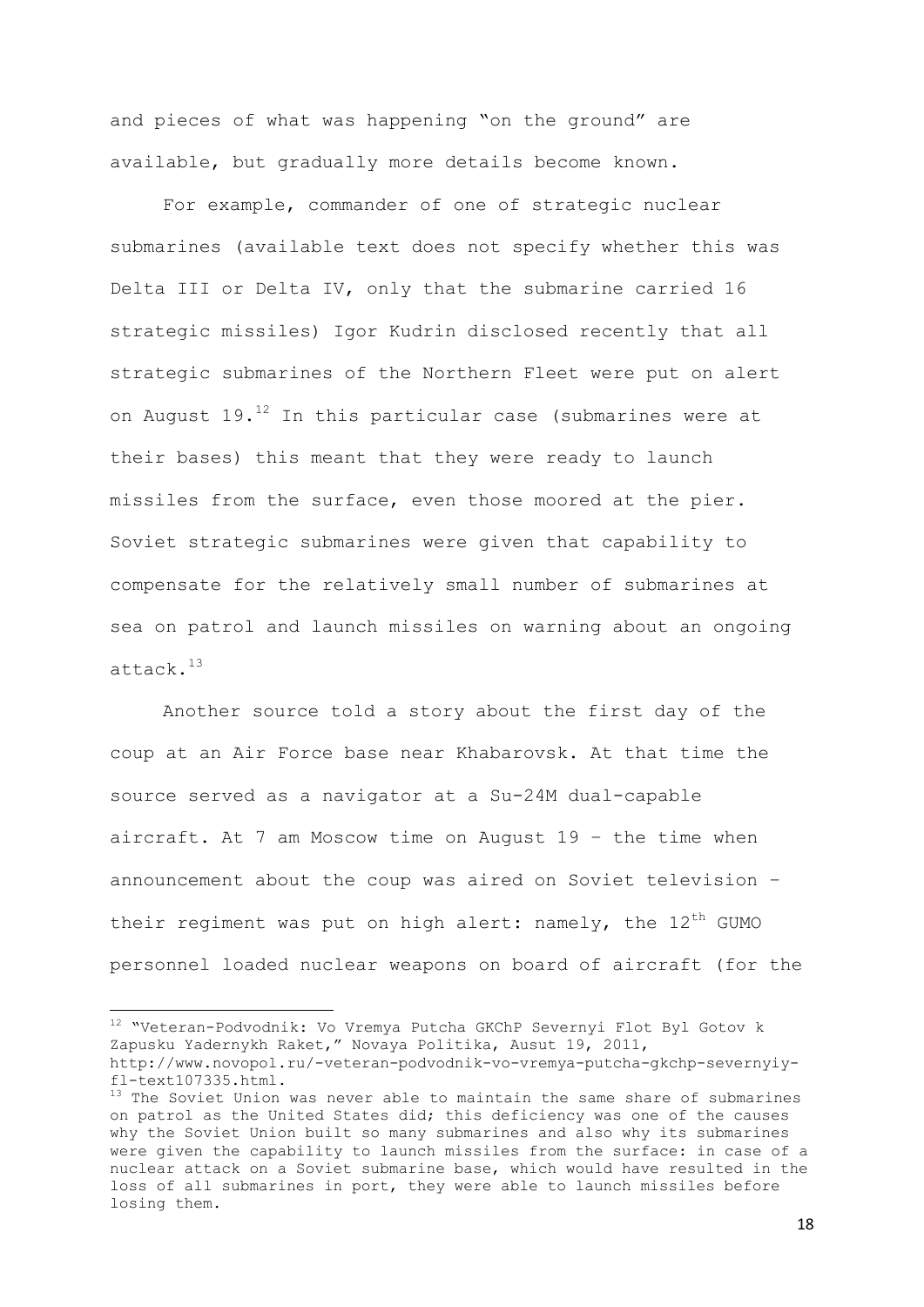and pieces of what was happening "on the ground" are available, but gradually more details become known.

For example, commander of one of strategic nuclear submarines (available text does not specify whether this was Delta III or Delta IV, only that the submarine carried 16 strategic missiles) Igor Kudrin disclosed recently that all strategic submarines of the Northern Fleet were put on alert on August 19.[12] In this particular case (submarines were at their bases) this meant that they were ready to launch missiles from the surface, even those moored at the pier. Soviet strategic submarines were given that capability to compensate for the relatively small number of submarines at sea on patrol and launch missiles on warning about an ongoing attack.[13]

Another source told a story about the first day of the coup at an Air Force base near Khabarovsk. At that time the source served as a navigator at a Su-24M dual-capable aircraft. At 7 am Moscow time on August 19 – the time when announcement about the coup was aired on Soviet television – their regiment was put on high alert: namely, the 12th GUMO personnel loaded nuclear weapons on board of aircraft (for the

---

[12] "Veteran-Podvodnik: Vo Vremya Putcha GKChP Severnyi Flot Byl Gotov k Zapusku Yadernykh Raket," Novaya Politika, Ausut 19, 2011, http://www.novopol.ru/-veteran-podvodnik-vo-vremya-putcha-gkchp-severnyiy-fl-text107335.html.

[13] The Soviet Union was never able to maintain the same share of submarines on patrol as the United States did; this deficiency was one of the causes why the Soviet Union built so many submarines and also why its submarines were given the capability to launch missiles from the surface: in case of a nuclear attack on a Soviet submarine base, which would have resulted in the loss of all submarines in port, they were able to launch missiles before losing them.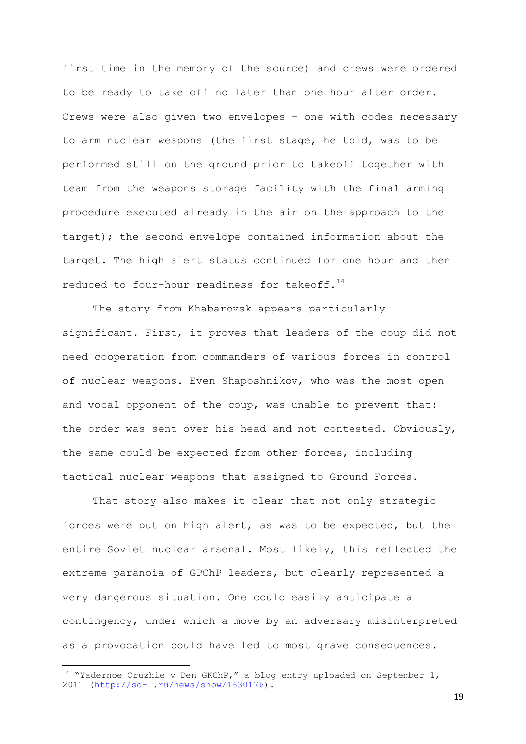first time in the memory of the source) and crews were ordered to be ready to take off no later than one hour after order. Crews were also given two envelopes – one with codes necessary to arm nuclear weapons (the first stage, he told, was to be performed still on the ground prior to takeoff together with team from the weapons storage facility with the final arming procedure executed already in the air on the approach to the target); the second envelope contained information about the target. The high alert status continued for one hour and then reduced to four-hour readiness for takeoff.[14]

The story from Khabarovsk appears particularly significant. First, it proves that leaders of the coup did not need cooperation from commanders of various forces in control of nuclear weapons. Even Shaposhnikov, who was the most open and vocal opponent of the coup, was unable to prevent that: the order was sent over his head and not contested. Obviously, the same could be expected from other forces, including tactical nuclear weapons that assigned to Ground Forces.

That story also makes it clear that not only strategic forces were put on high alert, as was to be expected, but the entire Soviet nuclear arsenal. Most likely, this reflected the extreme paranoia of GPChP leaders, but clearly represented a very dangerous situation. One could easily anticipate a contingency, under which a move by an adversary misinterpreted as a provocation could have led to most grave consequences.

[14] "Yadernoe Oruzhie v Den GKChP," a blog entry uploaded on September 1, 2011 (http://so-l.ru/news/show/1630176).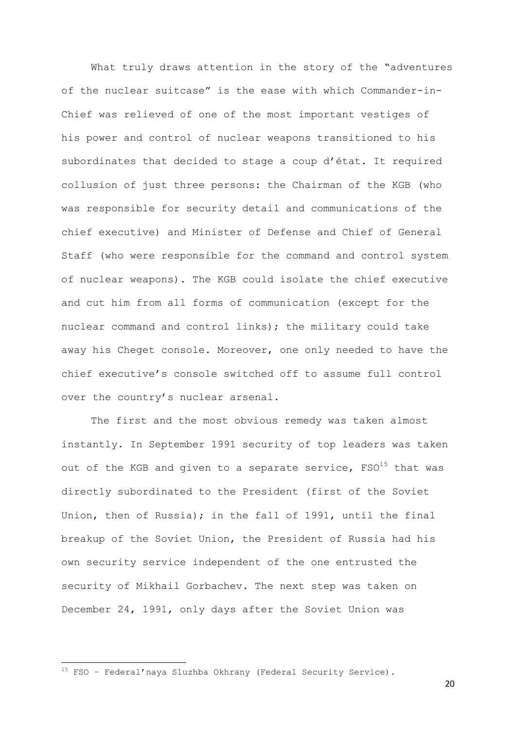What truly draws attention in the story of the "adventures of the nuclear suitcase" is the ease with which Commander-in-Chief was relieved of one of the most important vestiges of his power and control of nuclear weapons transitioned to his subordinates that decided to stage a coup d'état. It required collusion of just three persons: the Chairman of the KGB (who was responsible for security detail and communications of the chief executive) and Minister of Defense and Chief of General Staff (who were responsible for the command and control system of nuclear weapons). The KGB could isolate the chief executive and cut him from all forms of communication (except for the nuclear command and control links); the military could take away his Cheget console. Moreover, one only needed to have the chief executive's console switched off to assume full control over the country's nuclear arsenal.

The first and the most obvious remedy was taken almost instantly. In September 1991 security of top leaders was taken out of the KGB and given to a separate service, FSO[15] that was directly subordinated to the President (first of the Soviet Union, then of Russia); in the fall of 1991, until the final breakup of the Soviet Union, the President of Russia had his own security service independent of the one entrusted the security of Mikhail Gorbachev. The next step was taken on December 24, 1991, only days after the Soviet Union was

---

[15] FSO – Federal'naya Sluzhba Okhrany (Federal Security Service).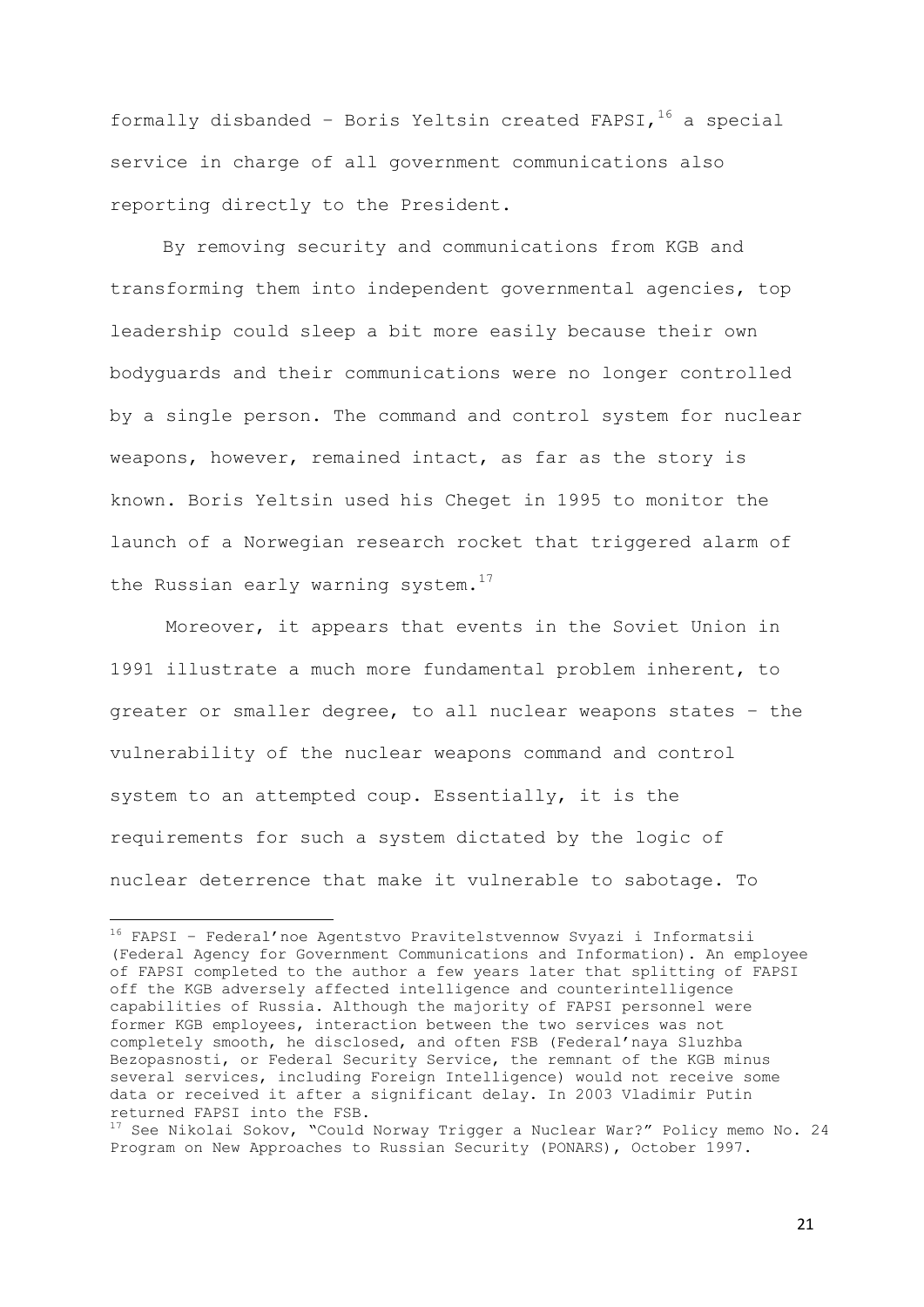formally disbanded – Boris Yeltsin created FAPSI,[16] a special service in charge of all government communications also reporting directly to the President.

By removing security and communications from KGB and transforming them into independent governmental agencies, top leadership could sleep a bit more easily because their own bodyguards and their communications were no longer controlled by a single person. The command and control system for nuclear weapons, however, remained intact, as far as the story is known. Boris Yeltsin used his Cheget in 1995 to monitor the launch of a Norwegian research rocket that triggered alarm of the Russian early warning system.[17]

Moreover, it appears that events in the Soviet Union in 1991 illustrate a much more fundamental problem inherent, to greater or smaller degree, to all nuclear weapons states – the vulnerability of the nuclear weapons command and control system to an attempted coup. Essentially, it is the requirements for such a system dictated by the logic of nuclear deterrence that make it vulnerable to sabotage. To

---

[16] FAPSI – Federal'noe Agentstvo Pravitelstvennow Svyazi i Informatsii (Federal Agency for Government Communications and Information). An employee of FAPSI completed to the author a few years later that splitting of FAPSI off the KGB adversely affected intelligence and counterintelligence capabilities of Russia. Although the majority of FAPSI personnel were former KGB employees, interaction between the two services was not completely smooth, he disclosed, and often FSB (Federal'naya Sluzhba Bezopasnosti, or Federal Security Service, the remnant of the KGB minus several services, including Foreign Intelligence) would not receive some data or received it after a significant delay. In 2003 Vladimir Putin returned FAPSI into the FSB.

[17] See Nikolai Sokov, "Could Norway Trigger a Nuclear War?" Policy memo No. 24 Program on New Approaches to Russian Security (PONARS), October 1997.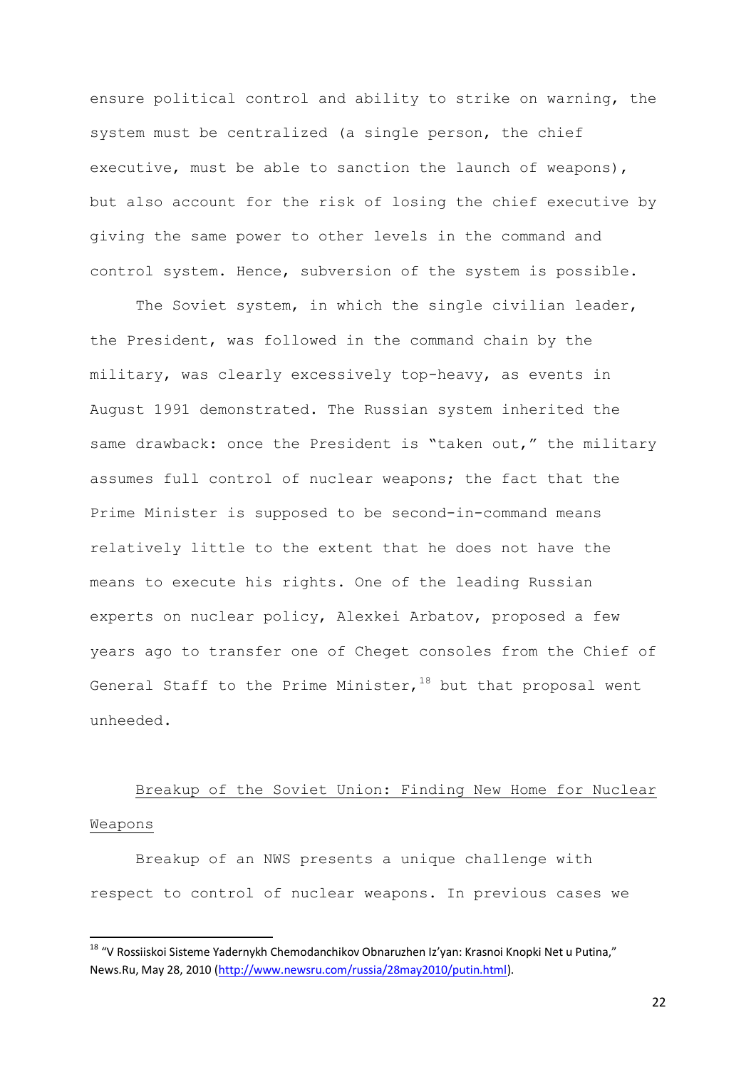ensure political control and ability to strike on warning, the system must be centralized (a single person, the chief executive, must be able to sanction the launch of weapons), but also account for the risk of losing the chief executive by giving the same power to other levels in the command and control system. Hence, subversion of the system is possible.

The Soviet system, in which the single civilian leader, the President, was followed in the command chain by the military, was clearly excessively top-heavy, as events in August 1991 demonstrated. The Russian system inherited the same drawback: once the President is "taken out," the military assumes full control of nuclear weapons; the fact that the Prime Minister is supposed to be second-in-command means relatively little to the extent that he does not have the means to execute his rights. One of the leading Russian experts on nuclear policy, Alexkei Arbatov, proposed a few years ago to transfer one of Cheget consoles from the Chief of General Staff to the Prime Minister,[18] but that proposal went unheeded.

## Breakup of the Soviet Union: Finding New Home for Nuclear Weapons

Breakup of an NWS presents a unique challenge with respect to control of nuclear weapons. In previous cases we

---

[18] "V Rossiiskoi Sisteme Yadernykh Chemodanchikov Obnaruzhen Iz'yan: Krasnoi Knopki Net u Putina," News.Ru, May 28, 2010 (http://www.newsru.com/russia/28may2010/putin.html).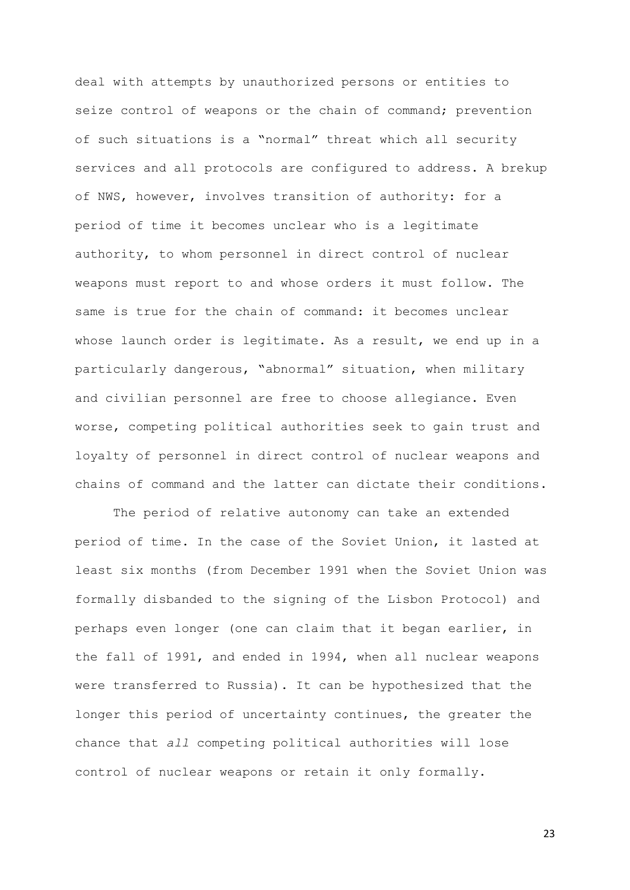deal with attempts by unauthorized persons or entities to seize control of weapons or the chain of command; prevention of such situations is a "normal" threat which all security services and all protocols are configured to address. A brekup of NWS, however, involves transition of authority: for a period of time it becomes unclear who is a legitimate authority, to whom personnel in direct control of nuclear weapons must report to and whose orders it must follow. The same is true for the chain of command: it becomes unclear whose launch order is legitimate. As a result, we end up in a particularly dangerous, "abnormal" situation, when military and civilian personnel are free to choose allegiance. Even worse, competing political authorities seek to gain trust and loyalty of personnel in direct control of nuclear weapons and chains of command and the latter can dictate their conditions.

The period of relative autonomy can take an extended period of time. In the case of the Soviet Union, it lasted at least six months (from December 1991 when the Soviet Union was formally disbanded to the signing of the Lisbon Protocol) and perhaps even longer (one can claim that it began earlier, in the fall of 1991, and ended in 1994, when all nuclear weapons were transferred to Russia). It can be hypothesized that the longer this period of uncertainty continues, the greater the chance that *all* competing political authorities will lose control of nuclear weapons or retain it only formally.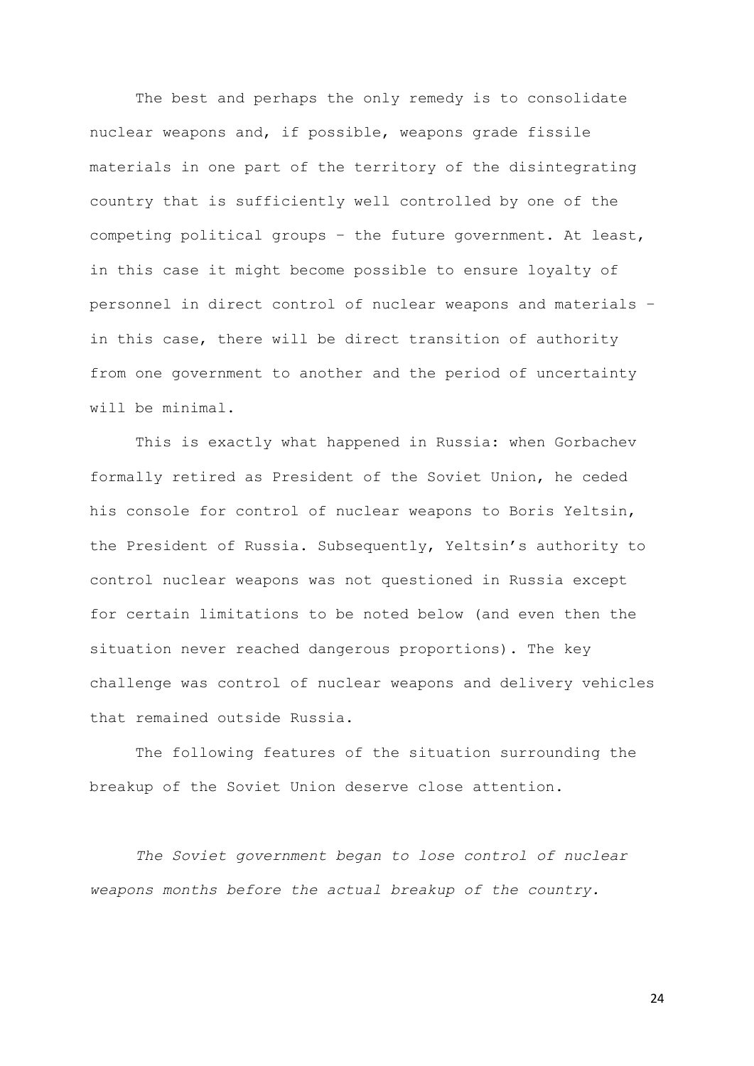The best and perhaps the only remedy is to consolidate nuclear weapons and, if possible, weapons grade fissile materials in one part of the territory of the disintegrating country that is sufficiently well controlled by one of the competing political groups – the future government. At least, in this case it might become possible to ensure loyalty of personnel in direct control of nuclear weapons and materials – in this case, there will be direct transition of authority from one government to another and the period of uncertainty will be minimal.

This is exactly what happened in Russia: when Gorbachev formally retired as President of the Soviet Union, he ceded his console for control of nuclear weapons to Boris Yeltsin, the President of Russia. Subsequently, Yeltsin's authority to control nuclear weapons was not questioned in Russia except for certain limitations to be noted below (and even then the situation never reached dangerous proportions). The key challenge was control of nuclear weapons and delivery vehicles that remained outside Russia.

The following features of the situation surrounding the breakup of the Soviet Union deserve close attention.

*The Soviet government began to lose control of nuclear weapons months before the actual breakup of the country.*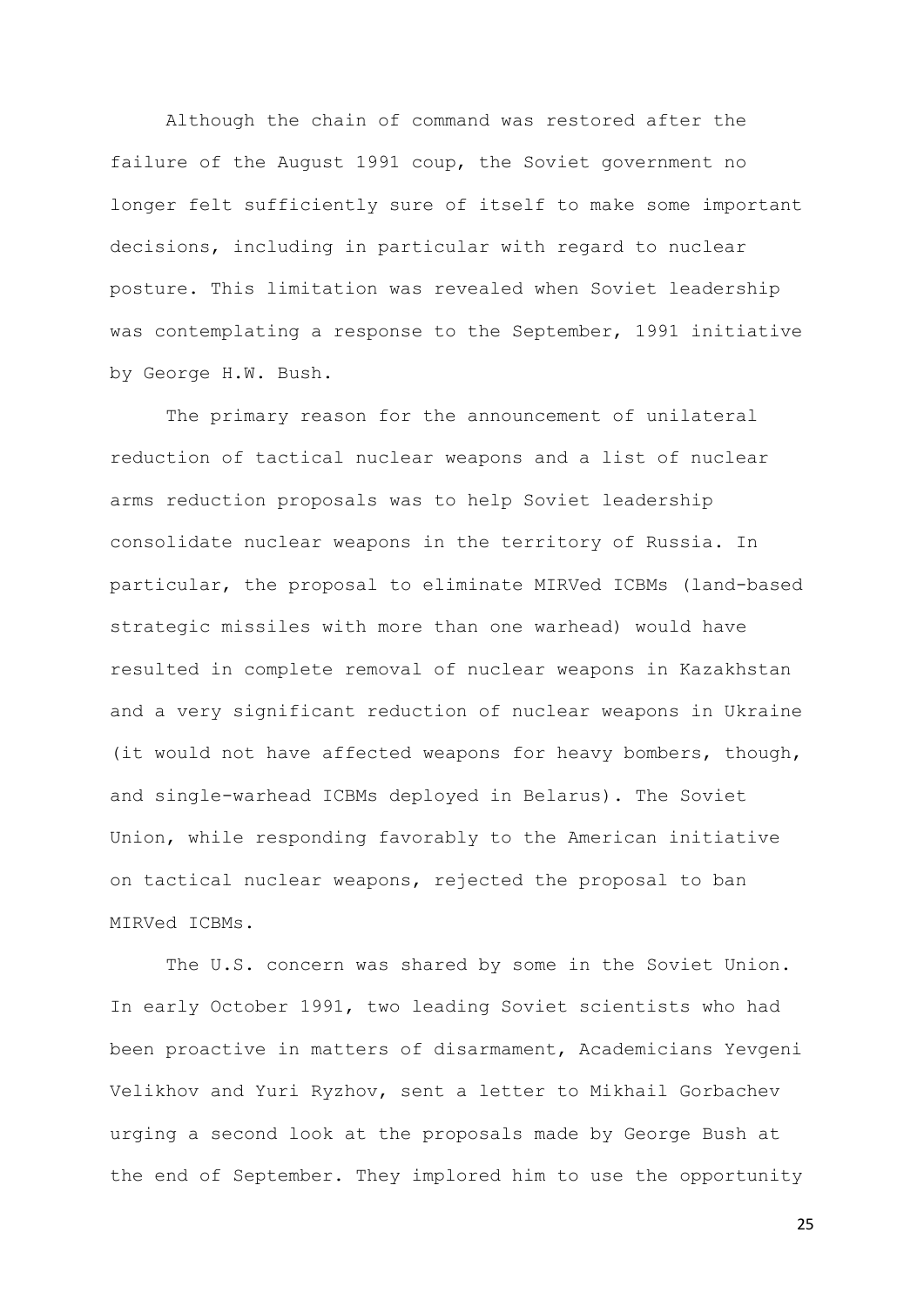Although the chain of command was restored after the failure of the August 1991 coup, the Soviet government no longer felt sufficiently sure of itself to make some important decisions, including in particular with regard to nuclear posture. This limitation was revealed when Soviet leadership was contemplating a response to the September, 1991 initiative by George H.W. Bush.

The primary reason for the announcement of unilateral reduction of tactical nuclear weapons and a list of nuclear arms reduction proposals was to help Soviet leadership consolidate nuclear weapons in the territory of Russia. In particular, the proposal to eliminate MIRVed ICBMs (land-based strategic missiles with more than one warhead) would have resulted in complete removal of nuclear weapons in Kazakhstan and a very significant reduction of nuclear weapons in Ukraine (it would not have affected weapons for heavy bombers, though, and single-warhead ICBMs deployed in Belarus). The Soviet Union, while responding favorably to the American initiative on tactical nuclear weapons, rejected the proposal to ban MIRVed ICBMs.

The U.S. concern was shared by some in the Soviet Union. In early October 1991, two leading Soviet scientists who had been proactive in matters of disarmament, Academicians Yevgeni Velikhov and Yuri Ryzhov, sent a letter to Mikhail Gorbachev urging a second look at the proposals made by George Bush at the end of September. They implored him to use the opportunity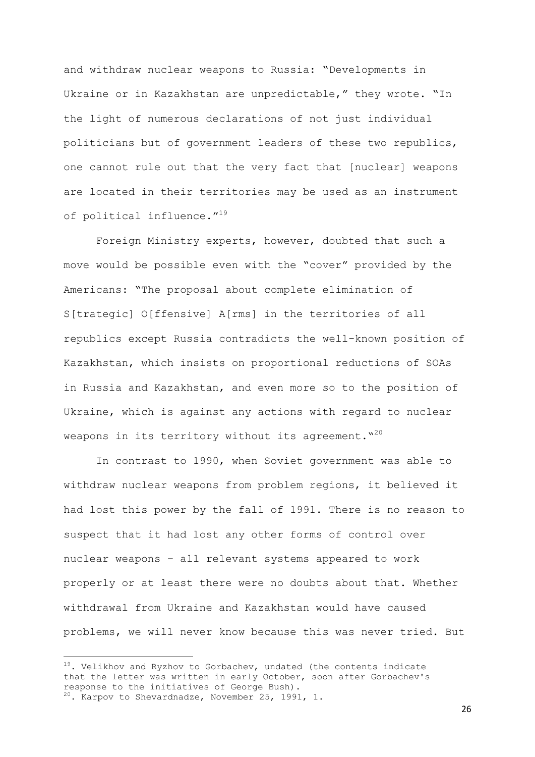and withdraw nuclear weapons to Russia: "Developments in Ukraine or in Kazakhstan are unpredictable," they wrote. "In the light of numerous declarations of not just individual politicians but of government leaders of these two republics, one cannot rule out that the very fact that [nuclear] weapons are located in their territories may be used as an instrument of political influence."[19]

Foreign Ministry experts, however, doubted that such a move would be possible even with the "cover" provided by the Americans: "The proposal about complete elimination of S[trategic] O[ffensive] A[rms] in the territories of all republics except Russia contradicts the well-known position of Kazakhstan, which insists on proportional reductions of SOAs in Russia and Kazakhstan, and even more so to the position of Ukraine, which is against any actions with regard to nuclear weapons in its territory without its agreement."[20]

In contrast to 1990, when Soviet government was able to withdraw nuclear weapons from problem regions, it believed it had lost this power by the fall of 1991. There is no reason to suspect that it had lost any other forms of control over nuclear weapons – all relevant systems appeared to work properly or at least there were no doubts about that. Whether withdrawal from Ukraine and Kazakhstan would have caused problems, we will never know because this was never tried. But

---

[19]. Velikhov and Ryzhov to Gorbachev, undated (the contents indicate that the letter was written in early October, soon after Gorbachev's response to the initiatives of George Bush).

[20]. Karpov to Shevardnadze, November 25, 1991, 1.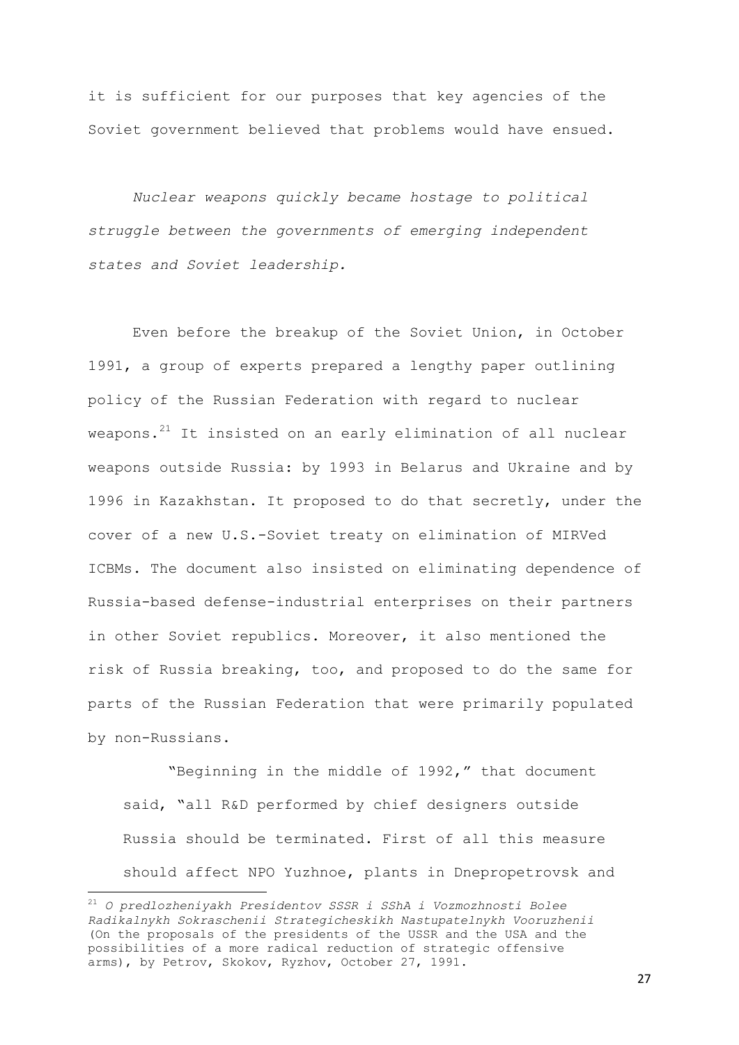it is sufficient for our purposes that key agencies of the Soviet government believed that problems would have ensued.

*Nuclear weapons quickly became hostage to political struggle between the governments of emerging independent states and Soviet leadership.*

Even before the breakup of the Soviet Union, in October 1991, a group of experts prepared a lengthy paper outlining policy of the Russian Federation with regard to nuclear weapons.[21] It insisted on an early elimination of all nuclear weapons outside Russia: by 1993 in Belarus and Ukraine and by 1996 in Kazakhstan. It proposed to do that secretly, under the cover of a new U.S.-Soviet treaty on elimination of MIRVed ICBMs. The document also insisted on eliminating dependence of Russia-based defense-industrial enterprises on their partners in other Soviet republics. Moreover, it also mentioned the risk of Russia breaking, too, and proposed to do the same for parts of the Russian Federation that were primarily populated by non-Russians.

> "Beginning in the middle of 1992," that document said, "all R&D performed by chief designers outside Russia should be terminated. First of all this measure should affect NPO Yuzhnoe, plants in Dnepropetrovsk and

---

[21] *O predlozheniyakh Presidentov SSSR i SShA i Vozmozhnosti Bolee Radikalnykh Sokraschenii Strategicheskikh Nastupatelnykh Vooruzhenii* (On the proposals of the presidents of the USSR and the USA and the possibilities of a more radical reduction of strategic offensive arms), by Petrov, Skokov, Ryzhov, October 27, 1991.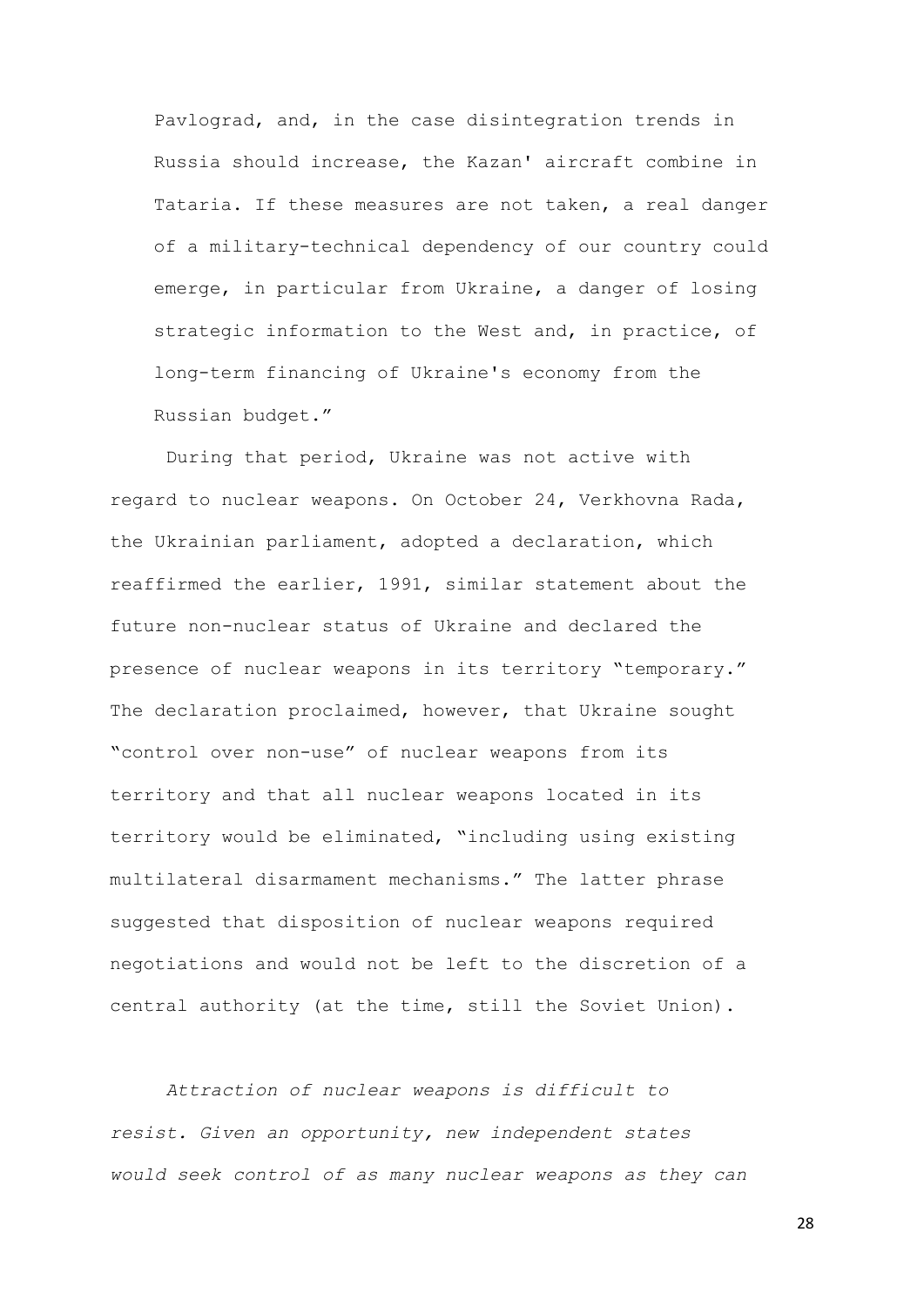Pavlograd, and, in the case disintegration trends in Russia should increase, the Kazan' aircraft combine in Tataria. If these measures are not taken, a real danger of a military-technical dependency of our country could emerge, in particular from Ukraine, a danger of losing strategic information to the West and, in practice, of long-term financing of Ukraine's economy from the Russian budget."

During that period, Ukraine was not active with regard to nuclear weapons. On October 24, Verkhovna Rada, the Ukrainian parliament, adopted a declaration, which reaffirmed the earlier, 1991, similar statement about the future non-nuclear status of Ukraine and declared the presence of nuclear weapons in its territory "temporary." The declaration proclaimed, however, that Ukraine sought "control over non-use" of nuclear weapons from its territory and that all nuclear weapons located in its territory would be eliminated, "including using existing multilateral disarmament mechanisms." The latter phrase suggested that disposition of nuclear weapons required negotiations and would not be left to the discretion of a central authority (at the time, still the Soviet Union).

*Attraction of nuclear weapons is difficult to resist. Given an opportunity, new independent states would seek control of as many nuclear weapons as they can*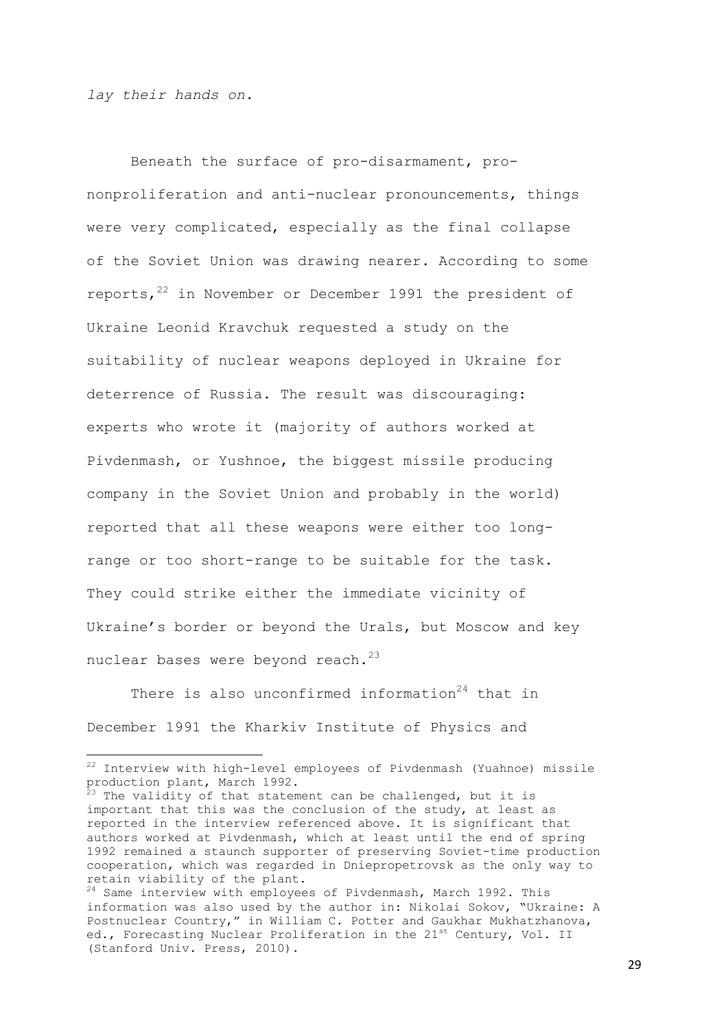*lay their hands on.*

Beneath the surface of pro-disarmament, pro-nonproliferation and anti-nuclear pronouncements, things were very complicated, especially as the final collapse of the Soviet Union was drawing nearer. According to some reports,[22] in November or December 1991 the president of Ukraine Leonid Kravchuk requested a study on the suitability of nuclear weapons deployed in Ukraine for deterrence of Russia. The result was discouraging: experts who wrote it (majority of authors worked at Pivdenmash, or Yushnoe, the biggest missile producing company in the Soviet Union and probably in the world) reported that all these weapons were either too long-range or too short-range to be suitable for the task. They could strike either the immediate vicinity of Ukraine's border or beyond the Urals, but Moscow and key nuclear bases were beyond reach.[23]

There is also unconfirmed information[24] that in December 1991 the Kharkiv Institute of Physics and

---

[22] Interview with high-level employees of Pivdenmash (Yuahnoe) missile production plant, March 1992.

[23] The validity of that statement can be challenged, but it is important that this was the conclusion of the study, at least as reported in the interview referenced above. It is significant that authors worked at Pivdenmash, which at least until the end of spring 1992 remained a staunch supporter of preserving Soviet-time production cooperation, which was regarded in Dniepropetrovsk as the only way to retain viability of the plant.

[24] Same interview with employees of Pivdenmash, March 1992. This information was also used by the author in: Nikolai Sokov, "Ukraine: A Postnuclear Country," in William C. Potter and Gaukhar Mukhatzhanova, ed., Forecasting Nuclear Proliferation in the 21st Century, Vol. II (Stanford Univ. Press, 2010).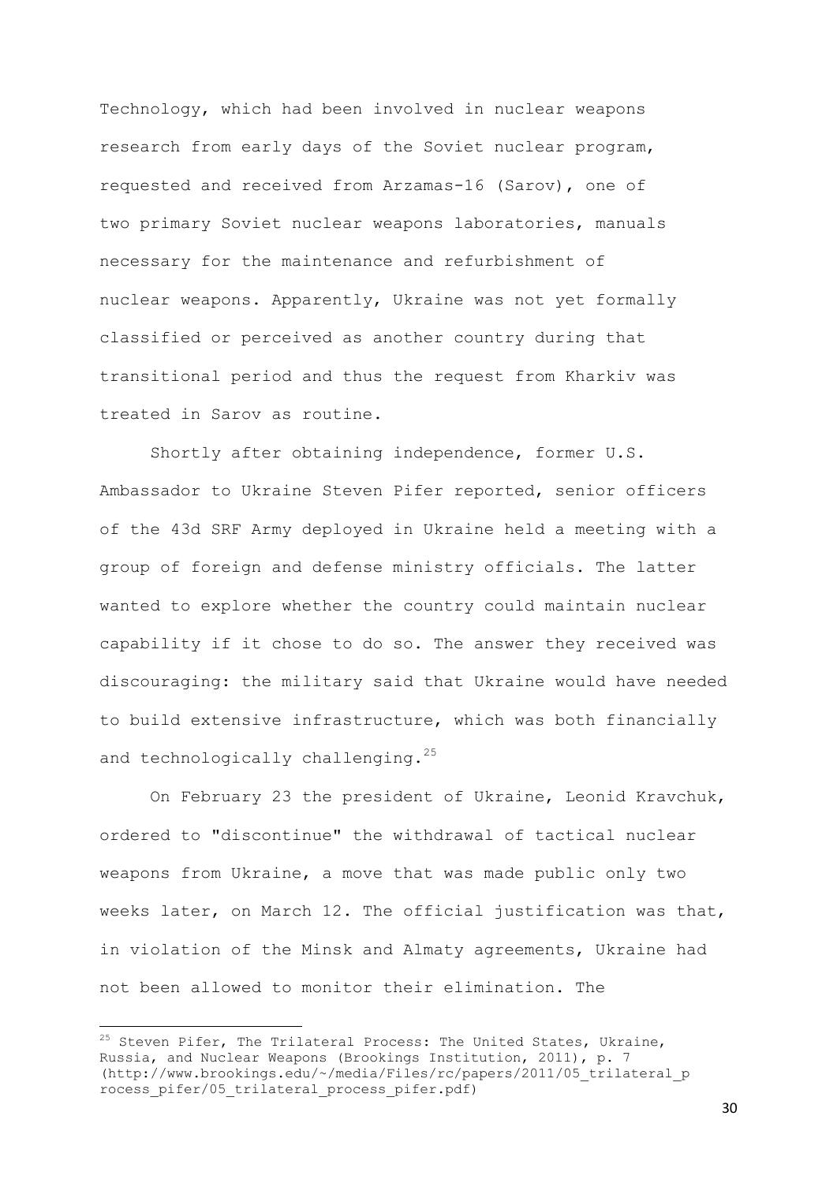Technology, which had been involved in nuclear weapons research from early days of the Soviet nuclear program, requested and received from Arzamas-16 (Sarov), one of two primary Soviet nuclear weapons laboratories, manuals necessary for the maintenance and refurbishment of nuclear weapons. Apparently, Ukraine was not yet formally classified or perceived as another country during that transitional period and thus the request from Kharkiv was treated in Sarov as routine.

Shortly after obtaining independence, former U.S. Ambassador to Ukraine Steven Pifer reported, senior officers of the 43d SRF Army deployed in Ukraine held a meeting with a group of foreign and defense ministry officials. The latter wanted to explore whether the country could maintain nuclear capability if it chose to do so. The answer they received was discouraging: the military said that Ukraine would have needed to build extensive infrastructure, which was both financially and technologically challenging.[25]

On February 23 the president of Ukraine, Leonid Kravchuk, ordered to "discontinue" the withdrawal of tactical nuclear weapons from Ukraine, a move that was made public only two weeks later, on March 12. The official justification was that, in violation of the Minsk and Almaty agreements, Ukraine had not been allowed to monitor their elimination. The

---

[25] Steven Pifer, The Trilateral Process: The United States, Ukraine, Russia, and Nuclear Weapons (Brookings Institution, 2011), p. 7 (http://www.brookings.edu/~/media/Files/rc/papers/2011/05_trilateral_process_pifer/05_trilateral_process_pifer.pdf)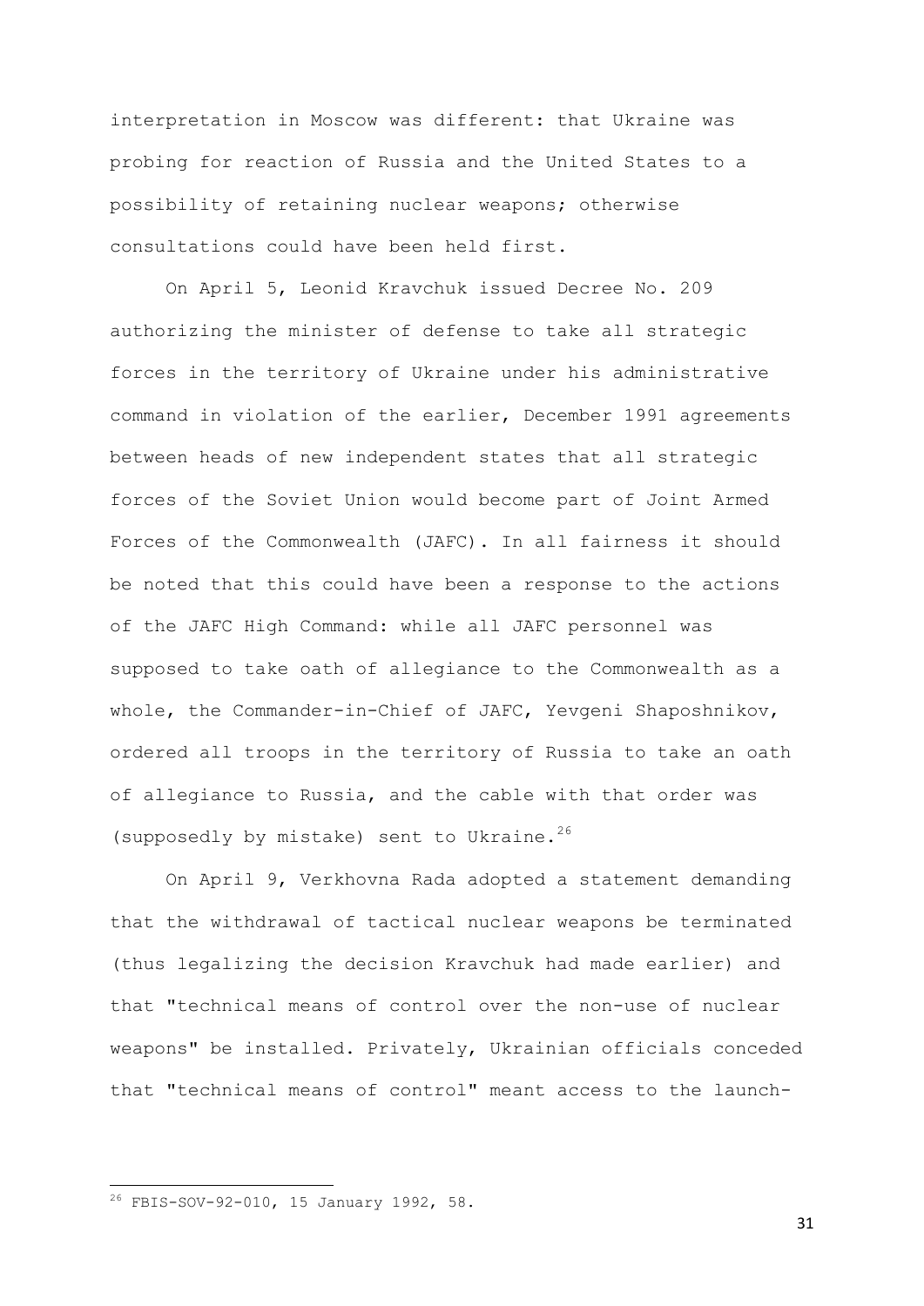interpretation in Moscow was different: that Ukraine was probing for reaction of Russia and the United States to a possibility of retaining nuclear weapons; otherwise consultations could have been held first.

On April 5, Leonid Kravchuk issued Decree No. 209 authorizing the minister of defense to take all strategic forces in the territory of Ukraine under his administrative command in violation of the earlier, December 1991 agreements between heads of new independent states that all strategic forces of the Soviet Union would become part of Joint Armed Forces of the Commonwealth (JAFC). In all fairness it should be noted that this could have been a response to the actions of the JAFC High Command: while all JAFC personnel was supposed to take oath of allegiance to the Commonwealth as a whole, the Commander-in-Chief of JAFC, Yevgeni Shaposhnikov, ordered all troops in the territory of Russia to take an oath of allegiance to Russia, and the cable with that order was (supposedly by mistake) sent to Ukraine.[26]

On April 9, Verkhovna Rada adopted a statement demanding that the withdrawal of tactical nuclear weapons be terminated (thus legalizing the decision Kravchuk had made earlier) and that "technical means of control over the non-use of nuclear weapons" be installed. Privately, Ukrainian officials conceded that "technical means of control" meant access to the launch-

[26] FBIS-SOV-92-010, 15 January 1992, 58.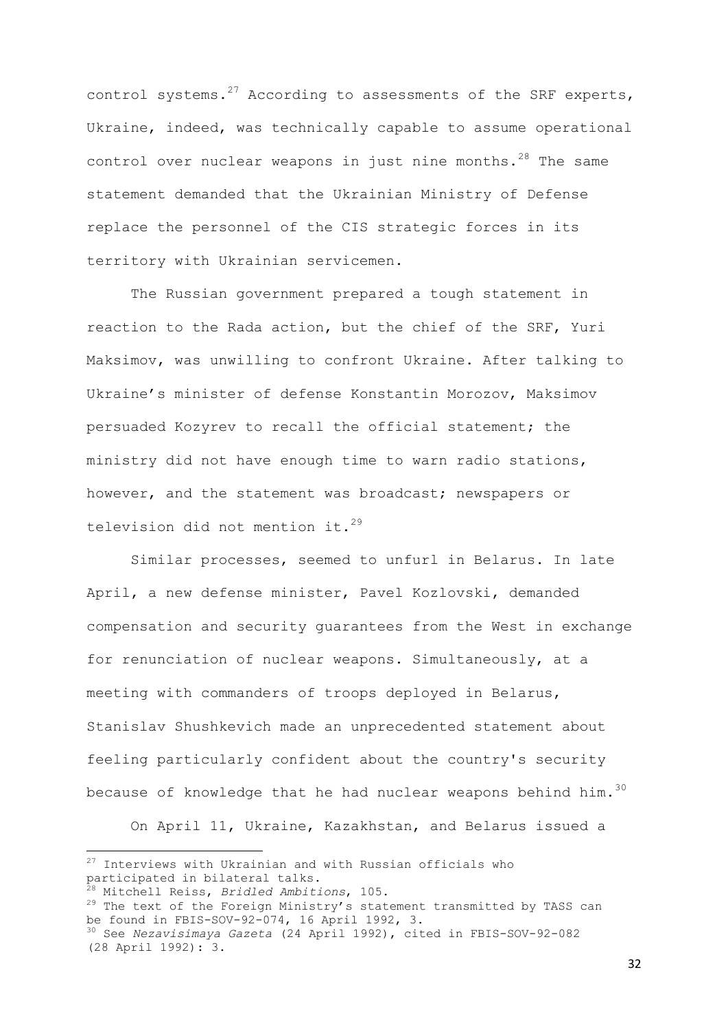control systems.[27] According to assessments of the SRF experts, Ukraine, indeed, was technically capable to assume operational control over nuclear weapons in just nine months.[28] The same statement demanded that the Ukrainian Ministry of Defense replace the personnel of the CIS strategic forces in its territory with Ukrainian servicemen.

The Russian government prepared a tough statement in reaction to the Rada action, but the chief of the SRF, Yuri Maksimov, was unwilling to confront Ukraine. After talking to Ukraine's minister of defense Konstantin Morozov, Maksimov persuaded Kozyrev to recall the official statement; the ministry did not have enough time to warn radio stations, however, and the statement was broadcast; newspapers or television did not mention it.[29]

Similar processes, seemed to unfurl in Belarus. In late April, a new defense minister, Pavel Kozlovski, demanded compensation and security guarantees from the West in exchange for renunciation of nuclear weapons. Simultaneously, at a meeting with commanders of troops deployed in Belarus, Stanislav Shushkevich made an unprecedented statement about feeling particularly confident about the country's security because of knowledge that he had nuclear weapons behind him.[30]

On April 11, Ukraine, Kazakhstan, and Belarus issued a

---

[27] Interviews with Ukrainian and with Russian officials who participated in bilateral talks.

[28] Mitchell Reiss, *Bridled Ambitions*, 105.

[29] The text of the Foreign Ministry's statement transmitted by TASS can be found in FBIS-SOV-92-074, 16 April 1992, 3.

[30] See *Nezavisimaya Gazeta* (24 April 1992), cited in FBIS-SOV-92-082 (28 April 1992): 3.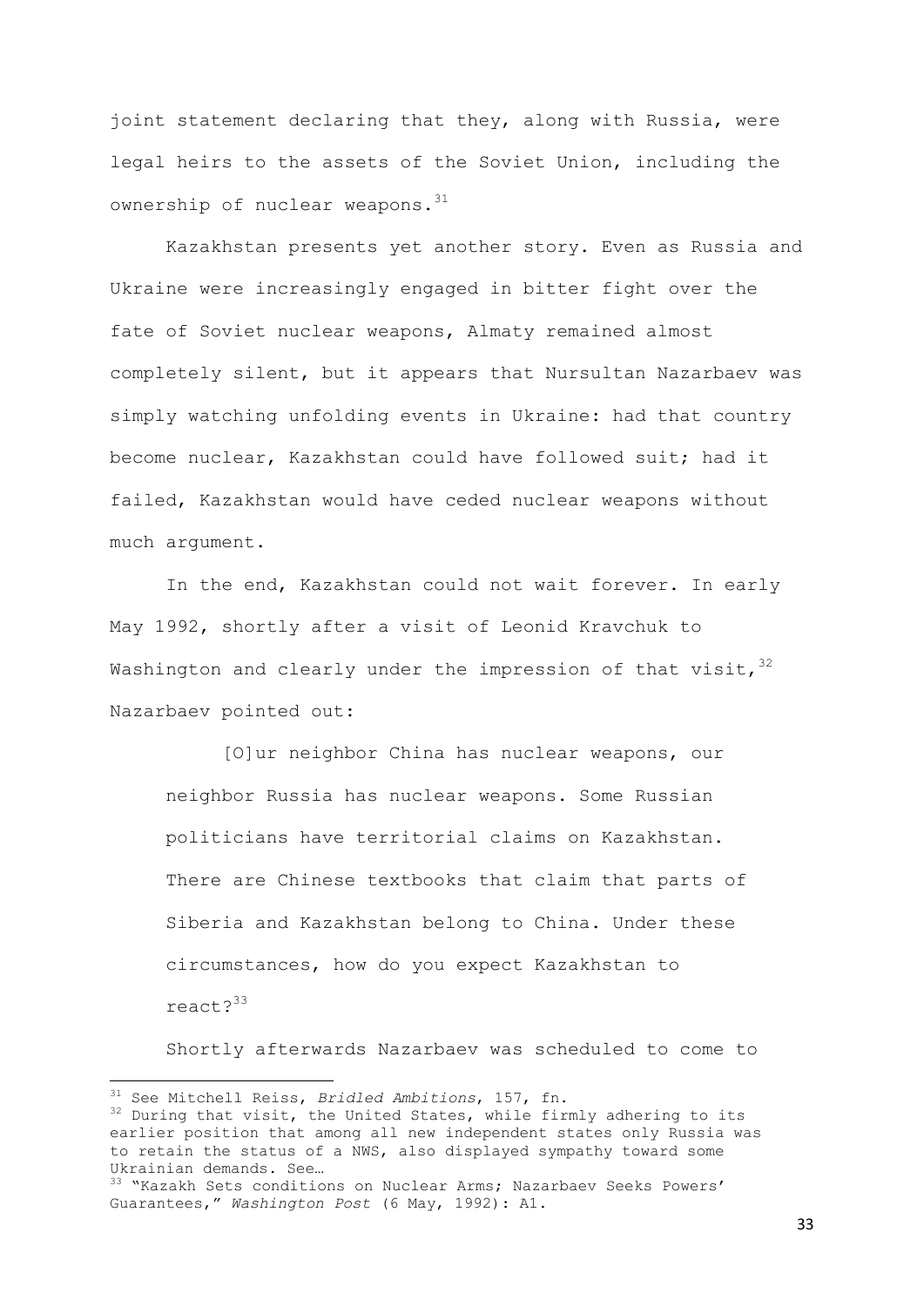joint statement declaring that they, along with Russia, were legal heirs to the assets of the Soviet Union, including the ownership of nuclear weapons.[31]

Kazakhstan presents yet another story. Even as Russia and Ukraine were increasingly engaged in bitter fight over the fate of Soviet nuclear weapons, Almaty remained almost completely silent, but it appears that Nursultan Nazarbaev was simply watching unfolding events in Ukraine: had that country become nuclear, Kazakhstan could have followed suit; had it failed, Kazakhstan would have ceded nuclear weapons without much argument.

In the end, Kazakhstan could not wait forever. In early May 1992, shortly after a visit of Leonid Kravchuk to Washington and clearly under the impression of that visit,[32] Nazarbaev pointed out:

> [O]ur neighbor China has nuclear weapons, our neighbor Russia has nuclear weapons. Some Russian politicians have territorial claims on Kazakhstan. There are Chinese textbooks that claim that parts of Siberia and Kazakhstan belong to China. Under these circumstances, how do you expect Kazakhstan to react?[33]

Shortly afterwards Nazarbaev was scheduled to come to

---

[31] See Mitchell Reiss, *Bridled Ambitions*, 157, fn.

[32] During that visit, the United States, while firmly adhering to its earlier position that among all new independent states only Russia was to retain the status of a NWS, also displayed sympathy toward some Ukrainian demands. See…

[33] "Kazakh Sets conditions on Nuclear Arms; Nazarbaev Seeks Powers' Guarantees," *Washington Post* (6 May, 1992): A1.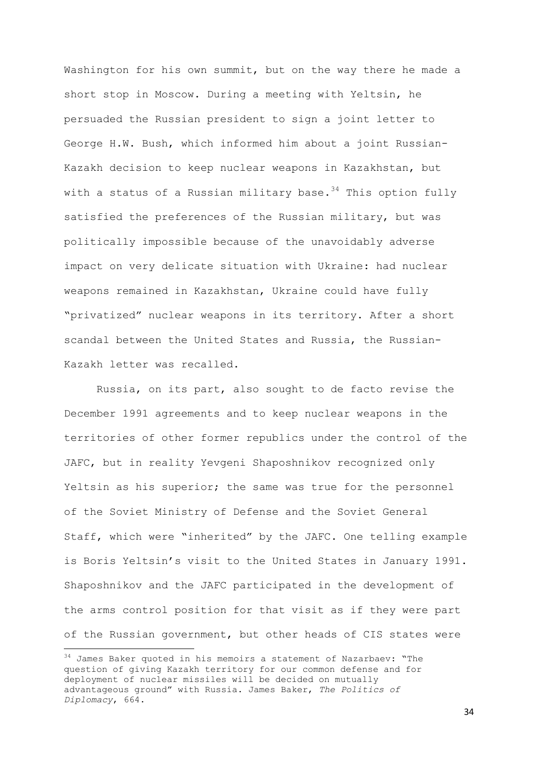Washington for his own summit, but on the way there he made a short stop in Moscow. During a meeting with Yeltsin, he persuaded the Russian president to sign a joint letter to George H.W. Bush, which informed him about a joint Russian-Kazakh decision to keep nuclear weapons in Kazakhstan, but with a status of a Russian military base.[34] This option fully satisfied the preferences of the Russian military, but was politically impossible because of the unavoidably adverse impact on very delicate situation with Ukraine: had nuclear weapons remained in Kazakhstan, Ukraine could have fully "privatized" nuclear weapons in its territory. After a short scandal between the United States and Russia, the Russian-Kazakh letter was recalled.

Russia, on its part, also sought to de facto revise the December 1991 agreements and to keep nuclear weapons in the territories of other former republics under the control of the JAFC, but in reality Yevgeni Shaposhnikov recognized only Yeltsin as his superior; the same was true for the personnel of the Soviet Ministry of Defense and the Soviet General Staff, which were "inherited" by the JAFC. One telling example is Boris Yeltsin's visit to the United States in January 1991. Shaposhnikov and the JAFC participated in the development of the arms control position for that visit as if they were part of the Russian government, but other heads of CIS states were

---

[34] James Baker quoted in his memoirs a statement of Nazarbaev: "The question of giving Kazakh territory for our common defense and for deployment of nuclear missiles will be decided on mutually advantageous ground" with Russia. James Baker, *The Politics of Diplomacy*, 664.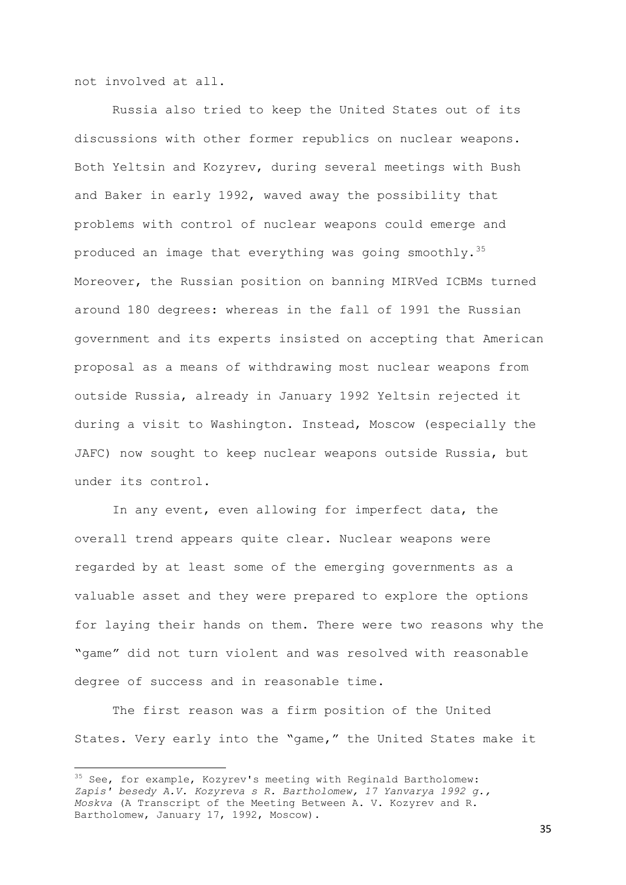not involved at all.

Russia also tried to keep the United States out of its discussions with other former republics on nuclear weapons. Both Yeltsin and Kozyrev, during several meetings with Bush and Baker in early 1992, waved away the possibility that problems with control of nuclear weapons could emerge and produced an image that everything was going smoothly.[35] Moreover, the Russian position on banning MIRVed ICBMs turned around 180 degrees: whereas in the fall of 1991 the Russian government and its experts insisted on accepting that American proposal as a means of withdrawing most nuclear weapons from outside Russia, already in January 1992 Yeltsin rejected it during a visit to Washington. Instead, Moscow (especially the JAFC) now sought to keep nuclear weapons outside Russia, but under its control.

In any event, even allowing for imperfect data, the overall trend appears quite clear. Nuclear weapons were regarded by at least some of the emerging governments as a valuable asset and they were prepared to explore the options for laying their hands on them. There were two reasons why the "game" did not turn violent and was resolved with reasonable degree of success and in reasonable time.

The first reason was a firm position of the United States. Very early into the "game," the United States make it

---

[35] See, for example, Kozyrev's meeting with Reginald Bartholomew: *Zapis' besedy A.V. Kozyreva s R. Bartholomew, 17 Yanvarya 1992 g., Moskva* (A Transcript of the Meeting Between A. V. Kozyrev and R. Bartholomew, January 17, 1992, Moscow).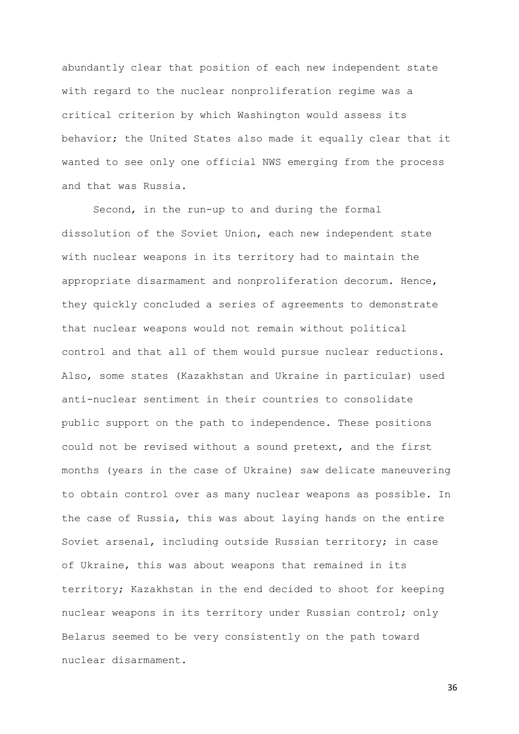abundantly clear that position of each new independent state with regard to the nuclear nonproliferation regime was a critical criterion by which Washington would assess its behavior; the United States also made it equally clear that it wanted to see only one official NWS emerging from the process and that was Russia.

Second, in the run-up to and during the formal dissolution of the Soviet Union, each new independent state with nuclear weapons in its territory had to maintain the appropriate disarmament and nonproliferation decorum. Hence, they quickly concluded a series of agreements to demonstrate that nuclear weapons would not remain without political control and that all of them would pursue nuclear reductions. Also, some states (Kazakhstan and Ukraine in particular) used anti-nuclear sentiment in their countries to consolidate public support on the path to independence. These positions could not be revised without a sound pretext, and the first months (years in the case of Ukraine) saw delicate maneuvering to obtain control over as many nuclear weapons as possible. In the case of Russia, this was about laying hands on the entire Soviet arsenal, including outside Russian territory; in case of Ukraine, this was about weapons that remained in its territory; Kazakhstan in the end decided to shoot for keeping nuclear weapons in its territory under Russian control; only Belarus seemed to be very consistently on the path toward nuclear disarmament.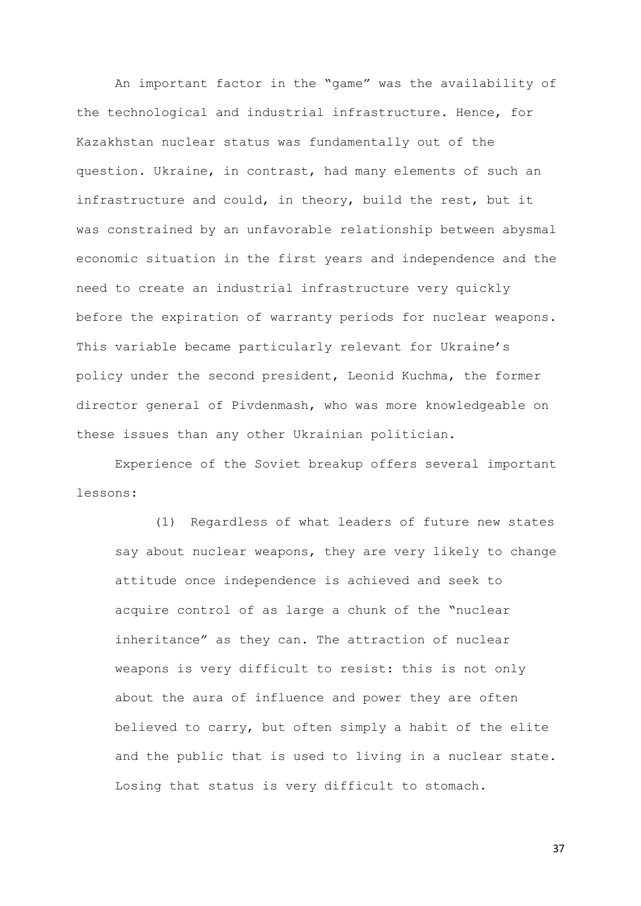An important factor in the "game" was the availability of the technological and industrial infrastructure. Hence, for Kazakhstan nuclear status was fundamentally out of the question. Ukraine, in contrast, had many elements of such an infrastructure and could, in theory, build the rest, but it was constrained by an unfavorable relationship between abysmal economic situation in the first years and independence and the need to create an industrial infrastructure very quickly before the expiration of warranty periods for nuclear weapons. This variable became particularly relevant for Ukraine's policy under the second president, Leonid Kuchma, the former director general of Pivdenmash, who was more knowledgeable on these issues than any other Ukrainian politician.

Experience of the Soviet breakup offers several important lessons:

(1) Regardless of what leaders of future new states say about nuclear weapons, they are very likely to change attitude once independence is achieved and seek to acquire control of as large a chunk of the "nuclear inheritance" as they can. The attraction of nuclear weapons is very difficult to resist: this is not only about the aura of influence and power they are often believed to carry, but often simply a habit of the elite and the public that is used to living in a nuclear state. Losing that status is very difficult to stomach.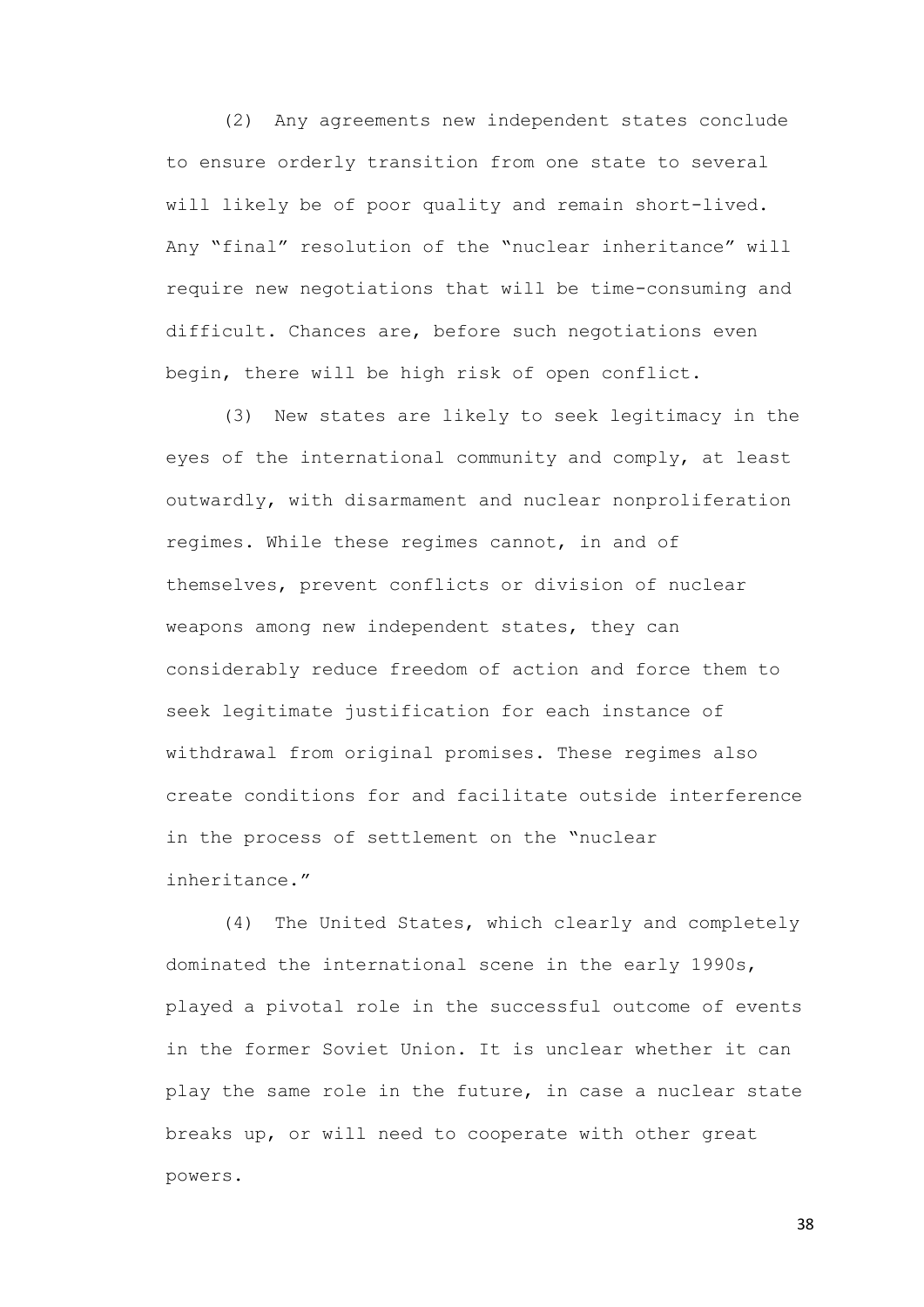(2) Any agreements new independent states conclude to ensure orderly transition from one state to several will likely be of poor quality and remain short-lived. Any "final" resolution of the "nuclear inheritance" will require new negotiations that will be time-consuming and difficult. Chances are, before such negotiations even begin, there will be high risk of open conflict.

(3) New states are likely to seek legitimacy in the eyes of the international community and comply, at least outwardly, with disarmament and nuclear nonproliferation regimes. While these regimes cannot, in and of themselves, prevent conflicts or division of nuclear weapons among new independent states, they can considerably reduce freedom of action and force them to seek legitimate justification for each instance of withdrawal from original promises. These regimes also create conditions for and facilitate outside interference in the process of settlement on the "nuclear inheritance."

(4) The United States, which clearly and completely dominated the international scene in the early 1990s, played a pivotal role in the successful outcome of events in the former Soviet Union. It is unclear whether it can play the same role in the future, in case a nuclear state breaks up, or will need to cooperate with other great powers.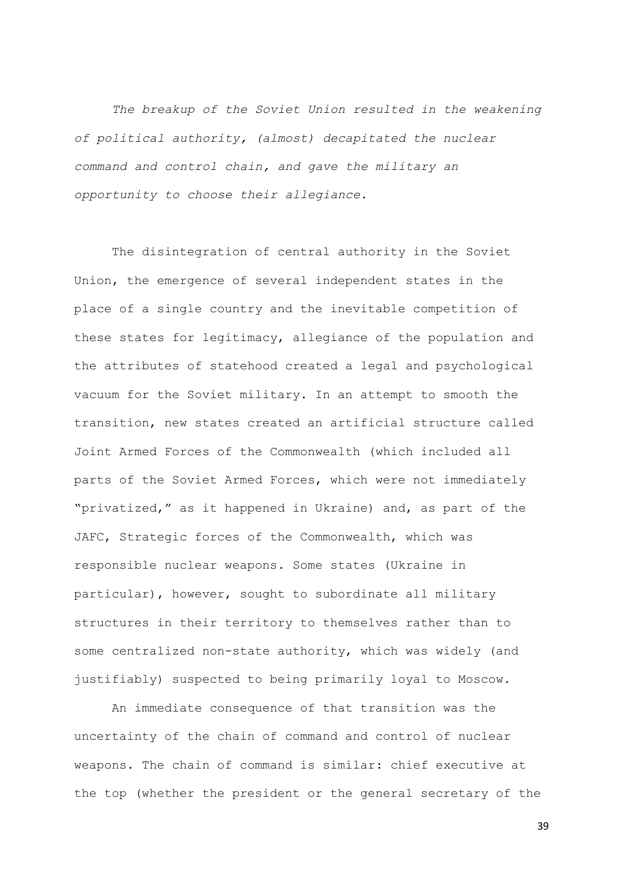*The breakup of the Soviet Union resulted in the weakening of political authority, (almost) decapitated the nuclear command and control chain, and gave the military an opportunity to choose their allegiance.*

The disintegration of central authority in the Soviet Union, the emergence of several independent states in the place of a single country and the inevitable competition of these states for legitimacy, allegiance of the population and the attributes of statehood created a legal and psychological vacuum for the Soviet military. In an attempt to smooth the transition, new states created an artificial structure called Joint Armed Forces of the Commonwealth (which included all parts of the Soviet Armed Forces, which were not immediately "privatized," as it happened in Ukraine) and, as part of the JAFC, Strategic forces of the Commonwealth, which was responsible nuclear weapons. Some states (Ukraine in particular), however, sought to subordinate all military structures in their territory to themselves rather than to some centralized non-state authority, which was widely (and justifiably) suspected to being primarily loyal to Moscow.

An immediate consequence of that transition was the uncertainty of the chain of command and control of nuclear weapons. The chain of command is similar: chief executive at the top (whether the president or the general secretary of the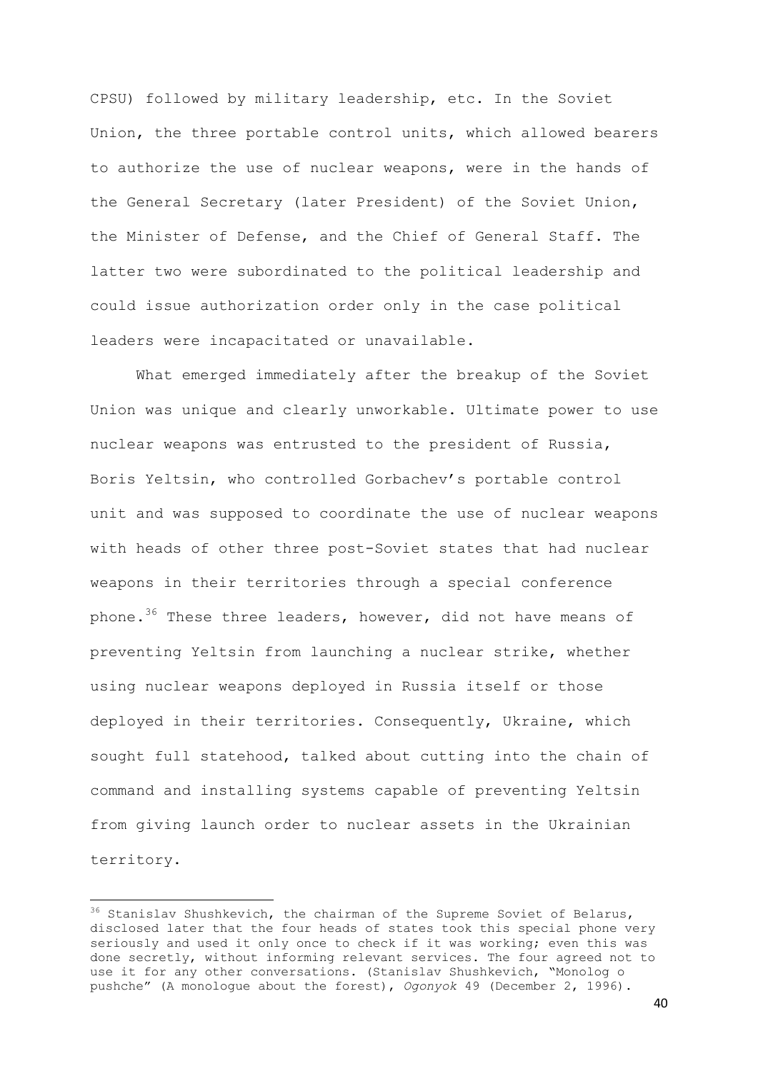CPSU) followed by military leadership, etc. In the Soviet Union, the three portable control units, which allowed bearers to authorize the use of nuclear weapons, were in the hands of the General Secretary (later President) of the Soviet Union, the Minister of Defense, and the Chief of General Staff. The latter two were subordinated to the political leadership and could issue authorization order only in the case political leaders were incapacitated or unavailable.

What emerged immediately after the breakup of the Soviet Union was unique and clearly unworkable. Ultimate power to use nuclear weapons was entrusted to the president of Russia, Boris Yeltsin, who controlled Gorbachev's portable control unit and was supposed to coordinate the use of nuclear weapons with heads of other three post-Soviet states that had nuclear weapons in their territories through a special conference phone.[36] These three leaders, however, did not have means of preventing Yeltsin from launching a nuclear strike, whether using nuclear weapons deployed in Russia itself or those deployed in their territories. Consequently, Ukraine, which sought full statehood, talked about cutting into the chain of command and installing systems capable of preventing Yeltsin from giving launch order to nuclear assets in the Ukrainian territory.

---

[36] Stanislav Shushkevich, the chairman of the Supreme Soviet of Belarus, disclosed later that the four heads of states took this special phone very seriously and used it only once to check if it was working; even this was done secretly, without informing relevant services. The four agreed not to use it for any other conversations. (Stanislav Shushkevich, "Monolog o pushche" (A monologue about the forest), *Ogonyok* 49 (December 2, 1996).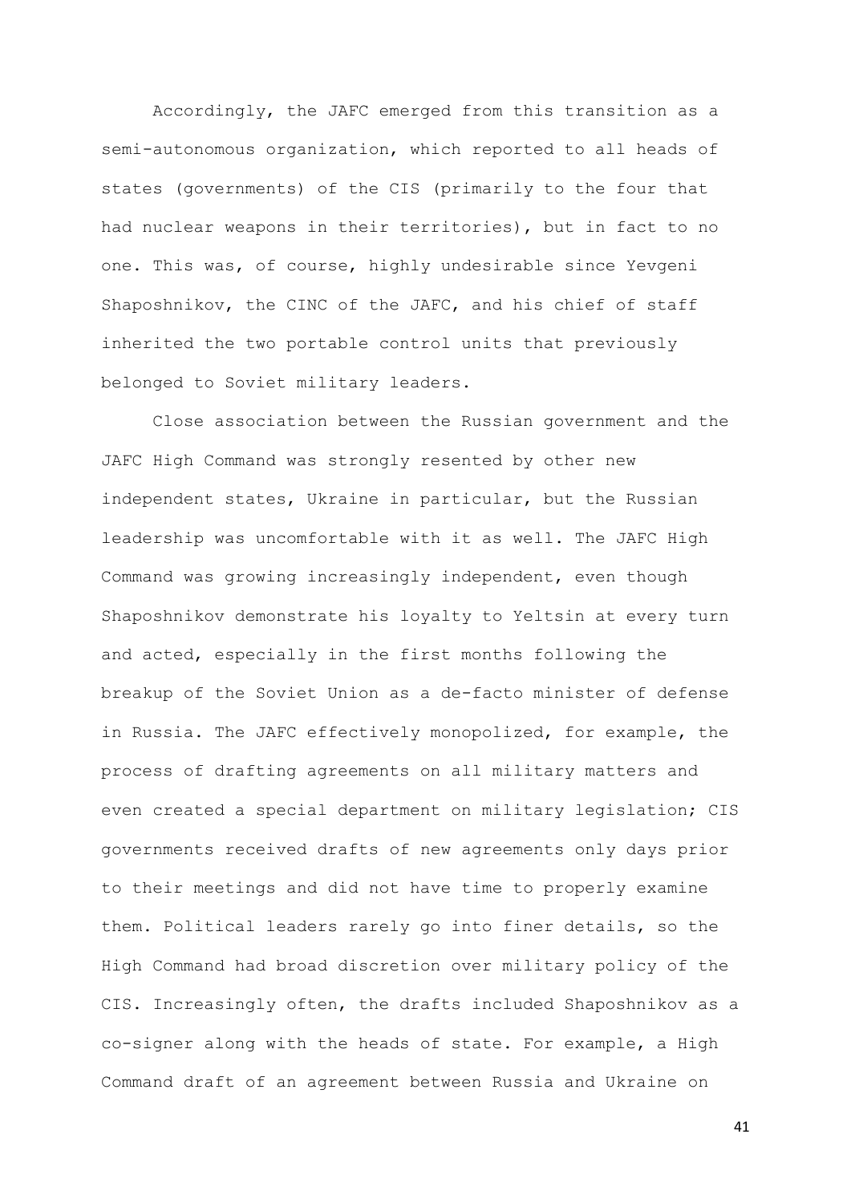Accordingly, the JAFC emerged from this transition as a semi-autonomous organization, which reported to all heads of states (governments) of the CIS (primarily to the four that had nuclear weapons in their territories), but in fact to no one. This was, of course, highly undesirable since Yevgeni Shaposhnikov, the CINC of the JAFC, and his chief of staff inherited the two portable control units that previously belonged to Soviet military leaders.

Close association between the Russian government and the JAFC High Command was strongly resented by other new independent states, Ukraine in particular, but the Russian leadership was uncomfortable with it as well. The JAFC High Command was growing increasingly independent, even though Shaposhnikov demonstrate his loyalty to Yeltsin at every turn and acted, especially in the first months following the breakup of the Soviet Union as a de-facto minister of defense in Russia. The JAFC effectively monopolized, for example, the process of drafting agreements on all military matters and even created a special department on military legislation; CIS governments received drafts of new agreements only days prior to their meetings and did not have time to properly examine them. Political leaders rarely go into finer details, so the High Command had broad discretion over military policy of the CIS. Increasingly often, the drafts included Shaposhnikov as a co-signer along with the heads of state. For example, a High Command draft of an agreement between Russia and Ukraine on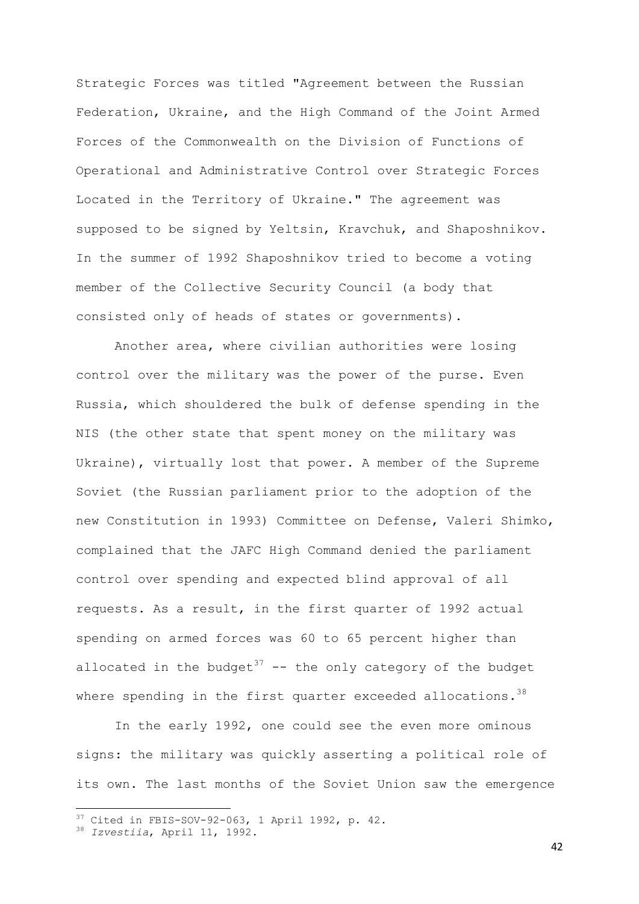Strategic Forces was titled "Agreement between the Russian Federation, Ukraine, and the High Command of the Joint Armed Forces of the Commonwealth on the Division of Functions of Operational and Administrative Control over Strategic Forces Located in the Territory of Ukraine." The agreement was supposed to be signed by Yeltsin, Kravchuk, and Shaposhnikov. In the summer of 1992 Shaposhnikov tried to become a voting member of the Collective Security Council (a body that consisted only of heads of states or governments).

Another area, where civilian authorities were losing control over the military was the power of the purse. Even Russia, which shouldered the bulk of defense spending in the NIS (the other state that spent money on the military was Ukraine), virtually lost that power. A member of the Supreme Soviet (the Russian parliament prior to the adoption of the new Constitution in 1993) Committee on Defense, Valeri Shimko, complained that the JAFC High Command denied the parliament control over spending and expected blind approval of all requests. As a result, in the first quarter of 1992 actual spending on armed forces was 60 to 65 percent higher than allocated in the budget[37] -- the only category of the budget where spending in the first quarter exceeded allocations.[38]

In the early 1992, one could see the even more ominous signs: the military was quickly asserting a political role of its own. The last months of the Soviet Union saw the emergence

---

[37] Cited in FBIS-SOV-92-063, 1 April 1992, p. 42.

[38] *Izvestiia*, April 11, 1992.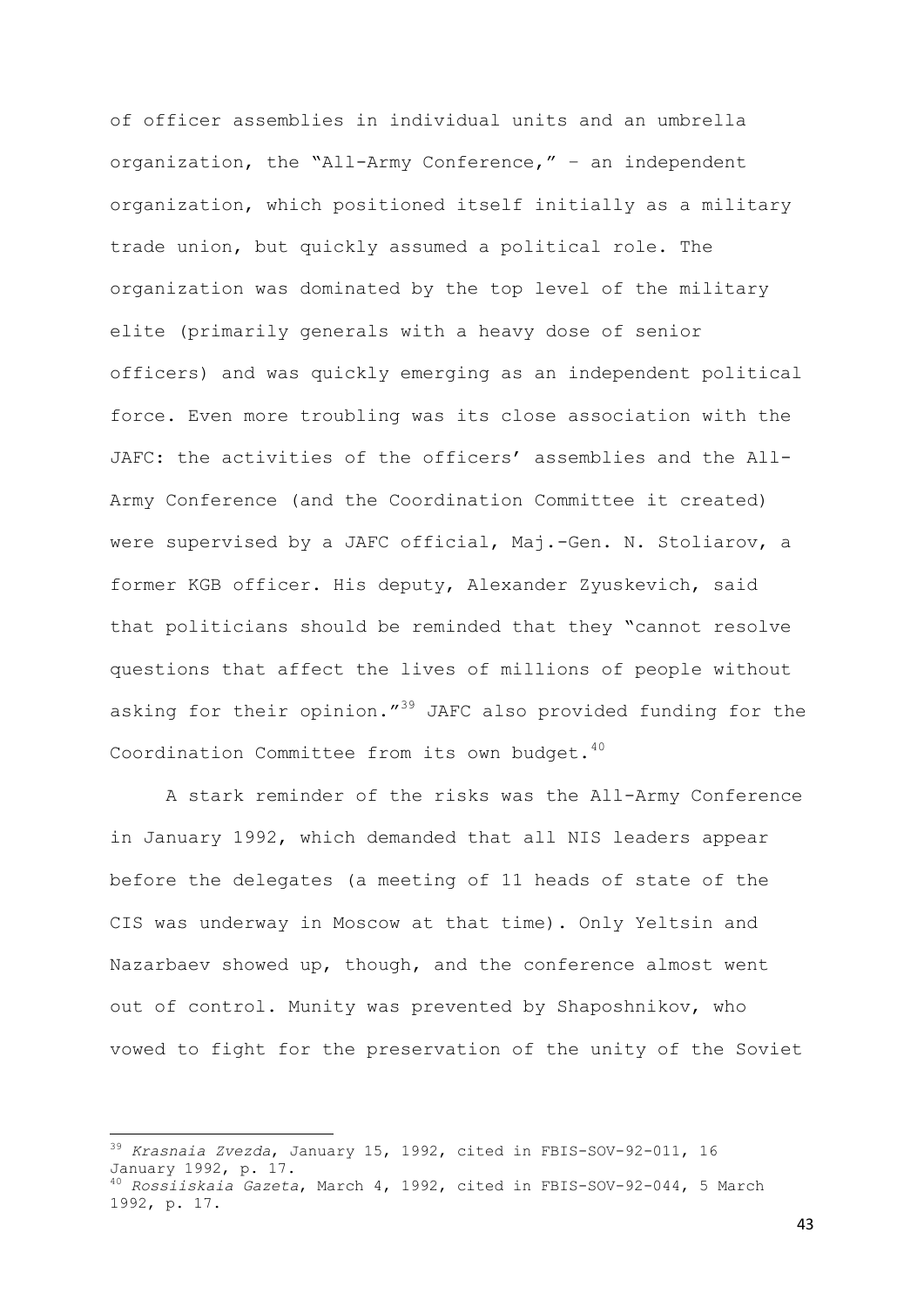of officer assemblies in individual units and an umbrella organization, the "All-Army Conference," – an independent organization, which positioned itself initially as a military trade union, but quickly assumed a political role. The organization was dominated by the top level of the military elite (primarily generals with a heavy dose of senior officers) and was quickly emerging as an independent political force. Even more troubling was its close association with the JAFC: the activities of the officers' assemblies and the All-Army Conference (and the Coordination Committee it created) were supervised by a JAFC official, Maj.-Gen. N. Stoliarov, a former KGB officer. His deputy, Alexander Zyuskevich, said that politicians should be reminded that they "cannot resolve questions that affect the lives of millions of people without asking for their opinion."[39] JAFC also provided funding for the Coordination Committee from its own budget.[40]

A stark reminder of the risks was the All-Army Conference in January 1992, which demanded that all NIS leaders appear before the delegates (a meeting of 11 heads of state of the CIS was underway in Moscow at that time). Only Yeltsin and Nazarbaev showed up, though, and the conference almost went out of control. Munity was prevented by Shaposhnikov, who vowed to fight for the preservation of the unity of the Soviet

---

[39] *Krasnaia Zvezda*, January 15, 1992, cited in FBIS-SOV-92-011, 16 January 1992, p. 17.

[40] *Rossiiskaia Gazeta*, March 4, 1992, cited in FBIS-SOV-92-044, 5 March 1992, p. 17.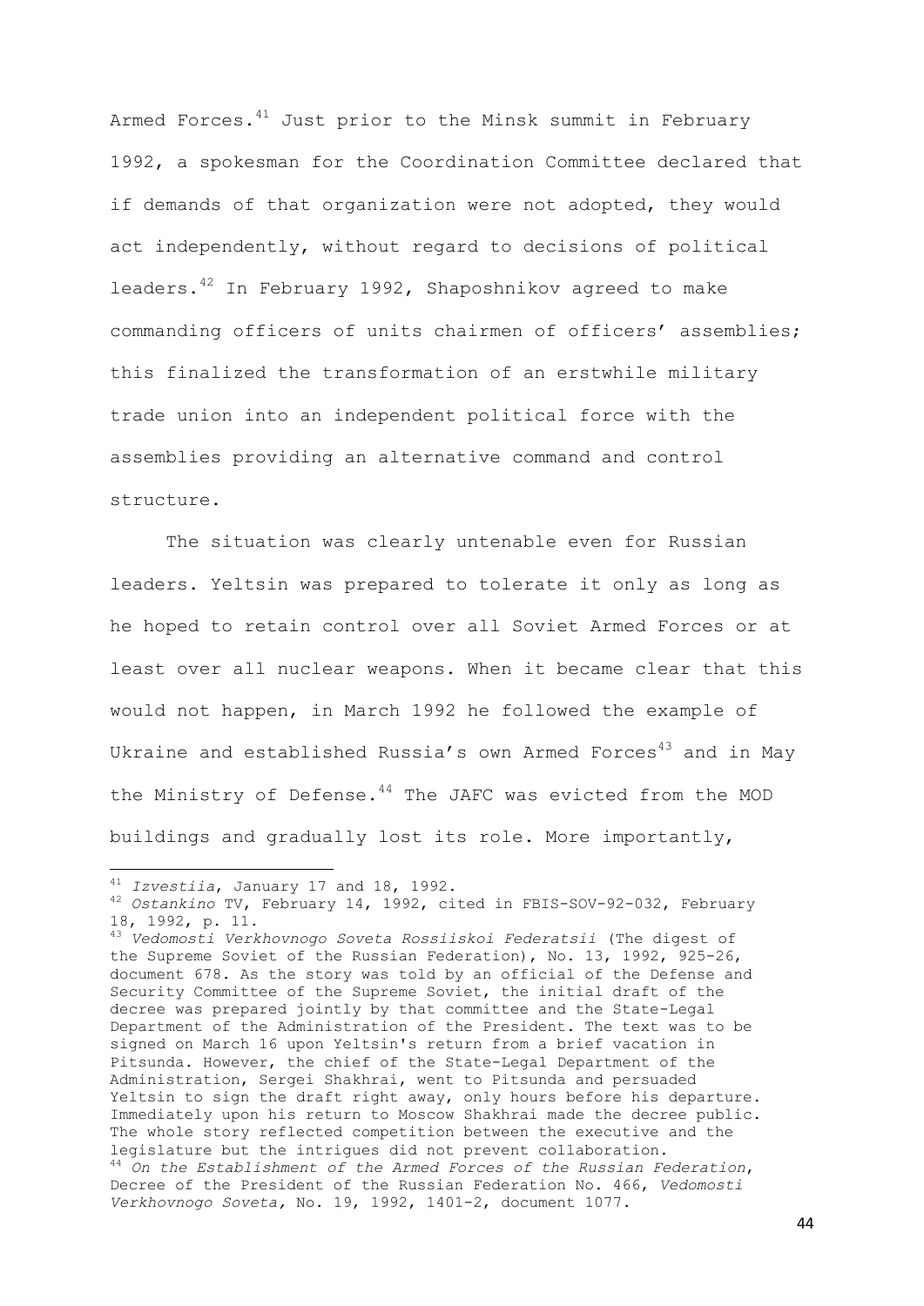Armed Forces.[41] Just prior to the Minsk summit in February 1992, a spokesman for the Coordination Committee declared that if demands of that organization were not adopted, they would act independently, without regard to decisions of political leaders.[42] In February 1992, Shaposhnikov agreed to make commanding officers of units chairmen of officers' assemblies; this finalized the transformation of an erstwhile military trade union into an independent political force with the assemblies providing an alternative command and control structure.

The situation was clearly untenable even for Russian leaders. Yeltsin was prepared to tolerate it only as long as he hoped to retain control over all Soviet Armed Forces or at least over all nuclear weapons. When it became clear that this would not happen, in March 1992 he followed the example of Ukraine and established Russia's own Armed Forces[43] and in May the Ministry of Defense.[44] The JAFC was evicted from the MOD buildings and gradually lost its role. More importantly,

---

[41] *Izvestiia*, January 17 and 18, 1992.

[42] *Ostankino* TV, February 14, 1992, cited in FBIS-SOV-92-032, February 18, 1992, p. 11.

[43] *Vedomosti Verkhovnogo Soveta Rossiiskoi Federatsii* (The digest of the Supreme Soviet of the Russian Federation), No. 13, 1992, 925-26, document 678. As the story was told by an official of the Defense and Security Committee of the Supreme Soviet, the initial draft of the decree was prepared jointly by that committee and the State-Legal Department of the Administration of the President. The text was to be signed on March 16 upon Yeltsin's return from a brief vacation in Pitsunda. However, the chief of the State-Legal Department of the Administration, Sergei Shakhrai, went to Pitsunda and persuaded Yeltsin to sign the draft right away, only hours before his departure. Immediately upon his return to Moscow Shakhrai made the decree public. The whole story reflected competition between the executive and the legislature but the intrigues did not prevent collaboration.

[44] *On the Establishment of the Armed Forces of the Russian Federation*, Decree of the President of the Russian Federation No. 466, *Vedomosti Verkhovnogo Soveta,* No. 19, 1992, 1401-2, document 1077.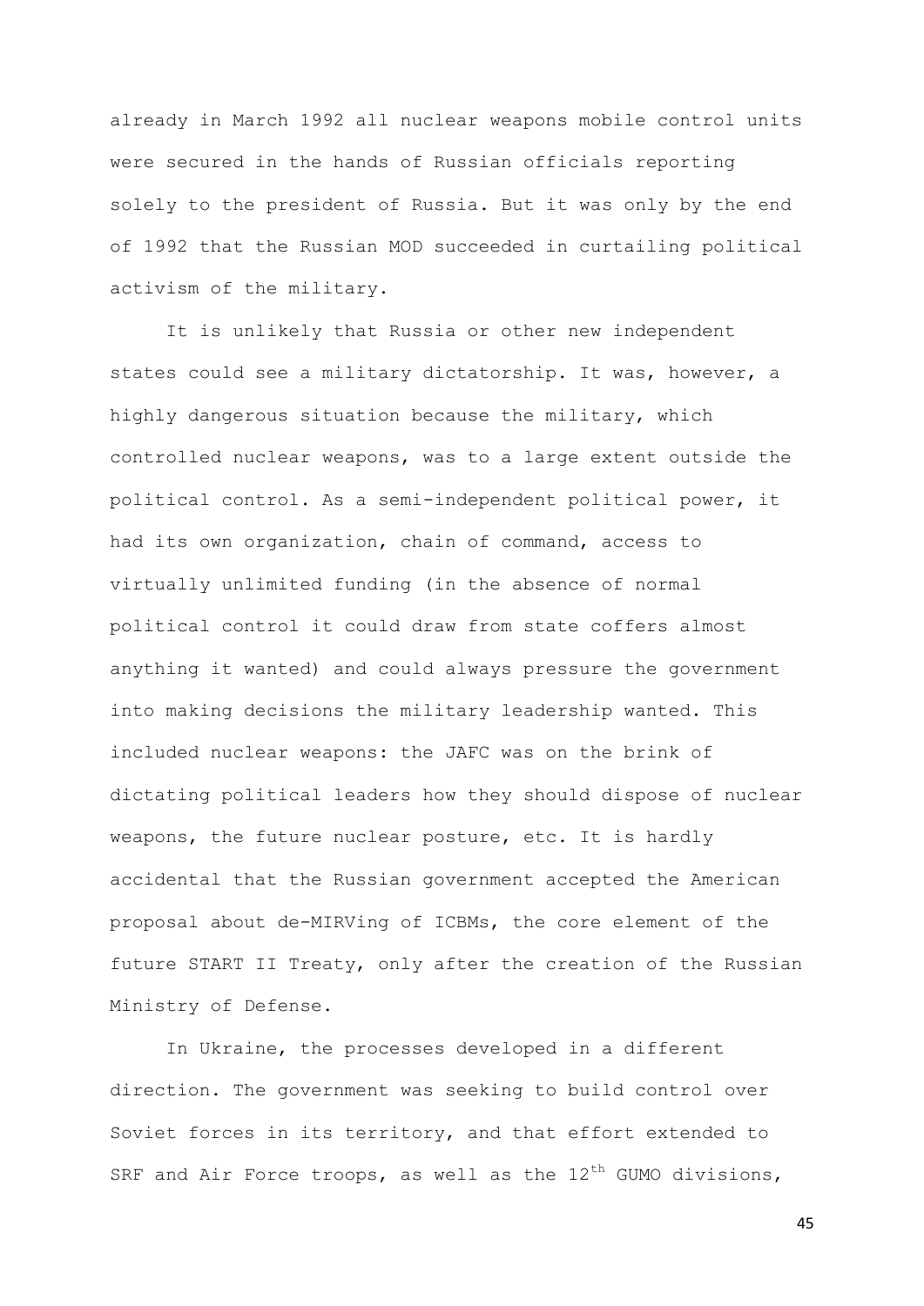already in March 1992 all nuclear weapons mobile control units were secured in the hands of Russian officials reporting solely to the president of Russia. But it was only by the end of 1992 that the Russian MOD succeeded in curtailing political activism of the military.

It is unlikely that Russia or other new independent states could see a military dictatorship. It was, however, a highly dangerous situation because the military, which controlled nuclear weapons, was to a large extent outside the political control. As a semi-independent political power, it had its own organization, chain of command, access to virtually unlimited funding (in the absence of normal political control it could draw from state coffers almost anything it wanted) and could always pressure the government into making decisions the military leadership wanted. This included nuclear weapons: the JAFC was on the brink of dictating political leaders how they should dispose of nuclear weapons, the future nuclear posture, etc. It is hardly accidental that the Russian government accepted the American proposal about de-MIRVing of ICBMs, the core element of the future START II Treaty, only after the creation of the Russian Ministry of Defense.

In Ukraine, the processes developed in a different direction. The government was seeking to build control over Soviet forces in its territory, and that effort extended to SRF and Air Force troops, as well as the 12th GUMO divisions,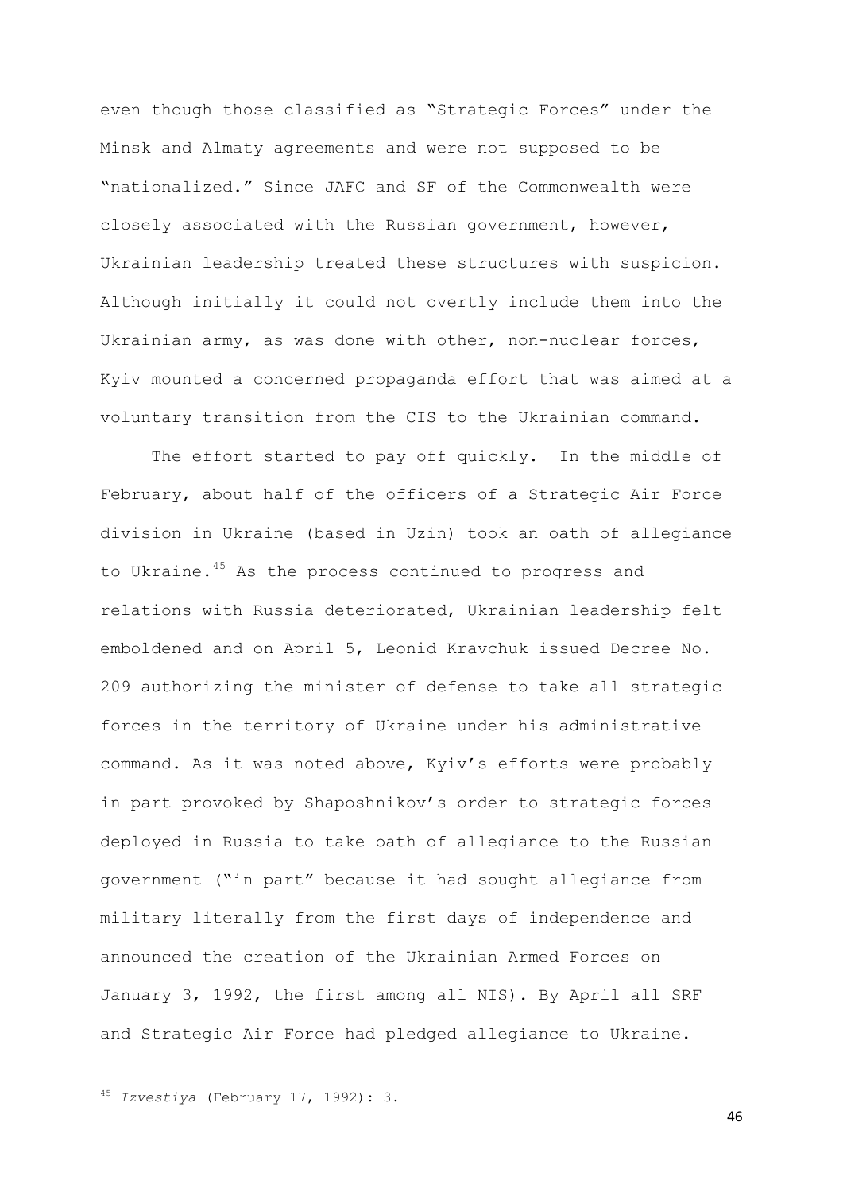even though those classified as "Strategic Forces" under the Minsk and Almaty agreements and were not supposed to be "nationalized." Since JAFC and SF of the Commonwealth were closely associated with the Russian government, however, Ukrainian leadership treated these structures with suspicion. Although initially it could not overtly include them into the Ukrainian army, as was done with other, non-nuclear forces, Kyiv mounted a concerned propaganda effort that was aimed at a voluntary transition from the CIS to the Ukrainian command.

The effort started to pay off quickly. In the middle of February, about half of the officers of a Strategic Air Force division in Ukraine (based in Uzin) took an oath of allegiance to Ukraine.[45] As the process continued to progress and relations with Russia deteriorated, Ukrainian leadership felt emboldened and on April 5, Leonid Kravchuk issued Decree No. 209 authorizing the minister of defense to take all strategic forces in the territory of Ukraine under his administrative command. As it was noted above, Kyiv's efforts were probably in part provoked by Shaposhnikov's order to strategic forces deployed in Russia to take oath of allegiance to the Russian government ("in part" because it had sought allegiance from military literally from the first days of independence and announced the creation of the Ukrainian Armed Forces on January 3, 1992, the first among all NIS). By April all SRF and Strategic Air Force had pledged allegiance to Ukraine.

---

[45] *Izvestiya* (February 17, 1992): 3.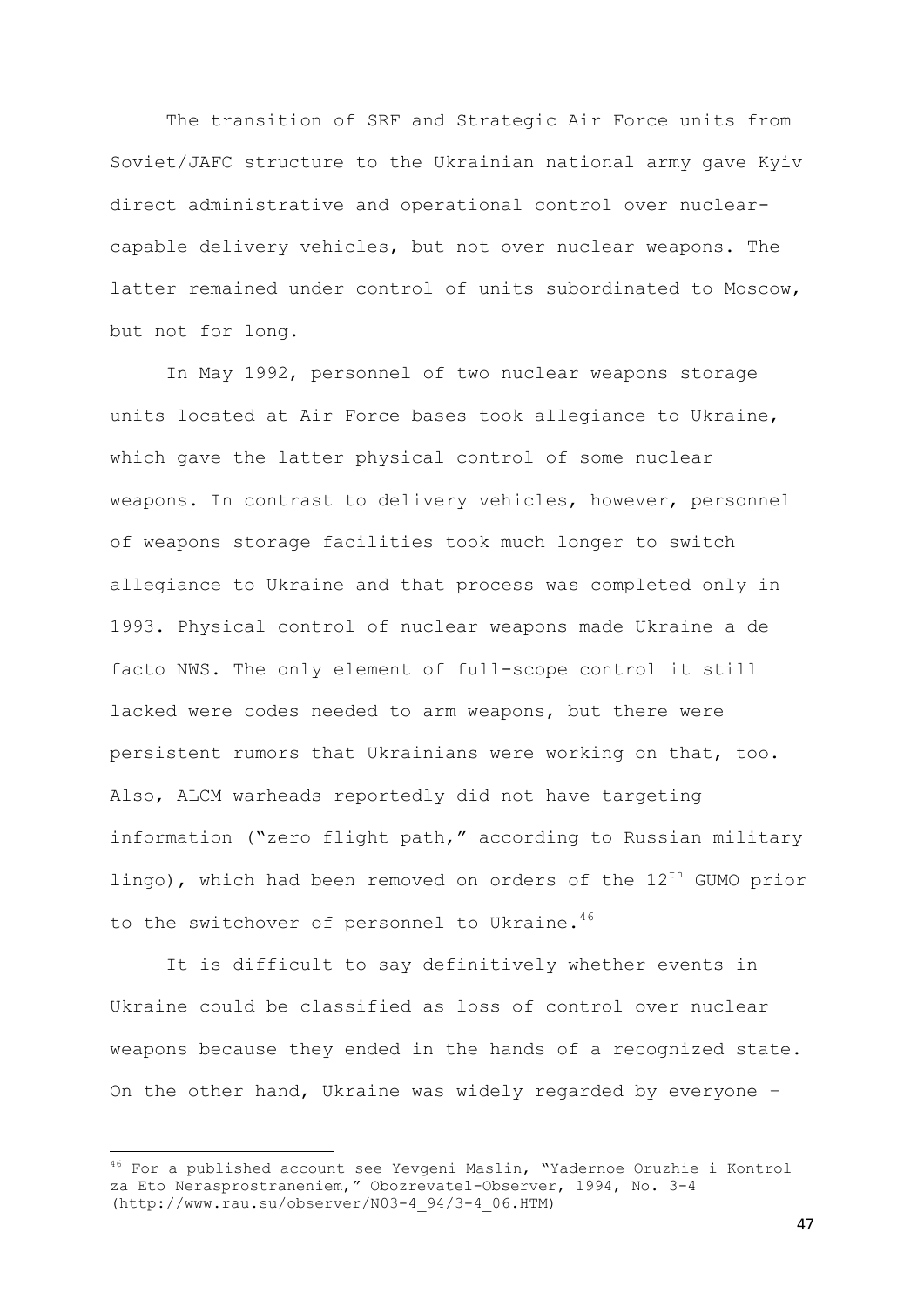The transition of SRF and Strategic Air Force units from Soviet/JAFC structure to the Ukrainian national army gave Kyiv direct administrative and operational control over nuclear-capable delivery vehicles, but not over nuclear weapons. The latter remained under control of units subordinated to Moscow, but not for long.

In May 1992, personnel of two nuclear weapons storage units located at Air Force bases took allegiance to Ukraine, which gave the latter physical control of some nuclear weapons. In contrast to delivery vehicles, however, personnel of weapons storage facilities took much longer to switch allegiance to Ukraine and that process was completed only in 1993. Physical control of nuclear weapons made Ukraine a de facto NWS. The only element of full-scope control it still lacked were codes needed to arm weapons, but there were persistent rumors that Ukrainians were working on that, too. Also, ALCM warheads reportedly did not have targeting information ("zero flight path," according to Russian military lingo), which had been removed on orders of the 12th GUMO prior to the switchover of personnel to Ukraine.[46]

It is difficult to say definitively whether events in Ukraine could be classified as loss of control over nuclear weapons because they ended in the hands of a recognized state. On the other hand, Ukraine was widely regarded by everyone –

[46] For a published account see Yevgeni Maslin, "Yadernoe Oruzhie i Kontrol za Eto Nerasprostraneniem," Obozrevatel-Observer, 1994, No. 3-4 (http://www.rau.su/observer/N03-4_94/3-4_06.HTM)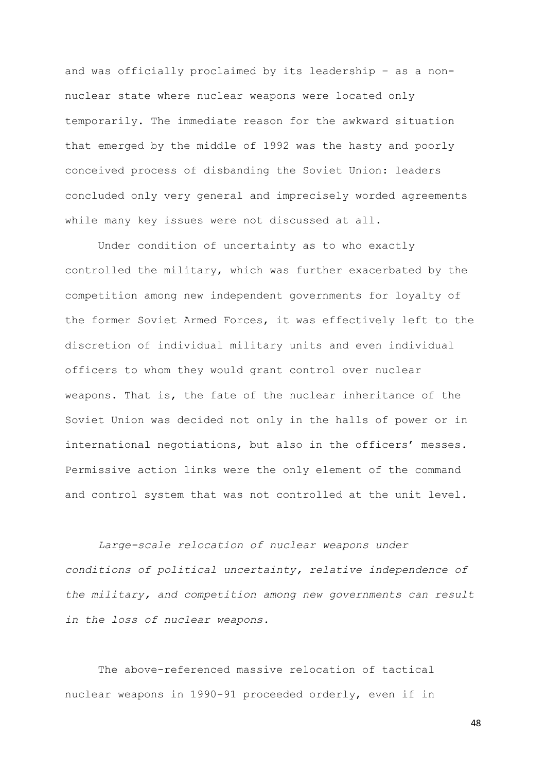and was officially proclaimed by its leadership – as a non-nuclear state where nuclear weapons were located only temporarily. The immediate reason for the awkward situation that emerged by the middle of 1992 was the hasty and poorly conceived process of disbanding the Soviet Union: leaders concluded only very general and imprecisely worded agreements while many key issues were not discussed at all.

Under condition of uncertainty as to who exactly controlled the military, which was further exacerbated by the competition among new independent governments for loyalty of the former Soviet Armed Forces, it was effectively left to the discretion of individual military units and even individual officers to whom they would grant control over nuclear weapons. That is, the fate of the nuclear inheritance of the Soviet Union was decided not only in the halls of power or in international negotiations, but also in the officers' messes. Permissive action links were the only element of the command and control system that was not controlled at the unit level.

*Large-scale relocation of nuclear weapons under conditions of political uncertainty, relative independence of the military, and competition among new governments can result in the loss of nuclear weapons.*

The above-referenced massive relocation of tactical nuclear weapons in 1990-91 proceeded orderly, even if in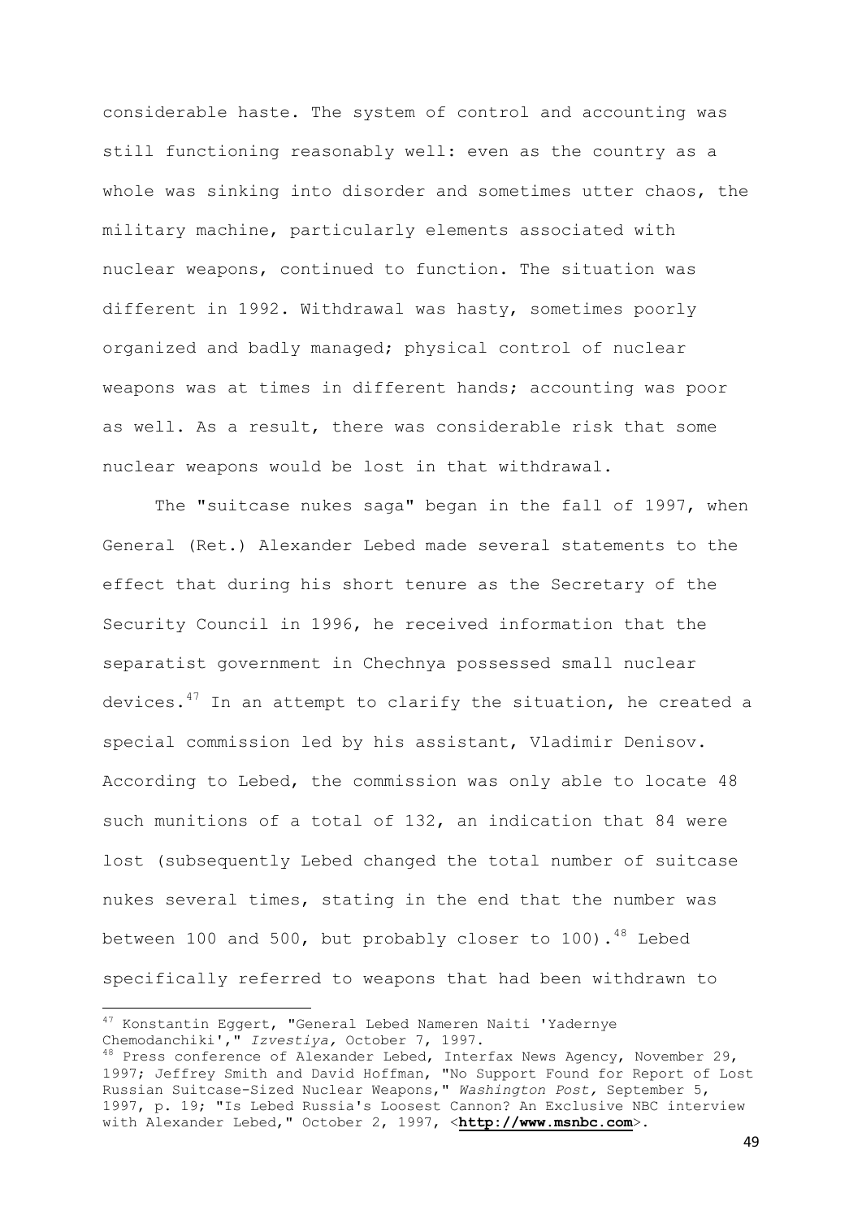considerable haste. The system of control and accounting was still functioning reasonably well: even as the country as a whole was sinking into disorder and sometimes utter chaos, the military machine, particularly elements associated with nuclear weapons, continued to function. The situation was different in 1992. Withdrawal was hasty, sometimes poorly organized and badly managed; physical control of nuclear weapons was at times in different hands; accounting was poor as well. As a result, there was considerable risk that some nuclear weapons would be lost in that withdrawal.

The "suitcase nukes saga" began in the fall of 1997, when General (Ret.) Alexander Lebed made several statements to the effect that during his short tenure as the Secretary of the Security Council in 1996, he received information that the separatist government in Chechnya possessed small nuclear devices.[47] In an attempt to clarify the situation, he created a special commission led by his assistant, Vladimir Denisov. According to Lebed, the commission was only able to locate 48 such munitions of a total of 132, an indication that 84 were lost (subsequently Lebed changed the total number of suitcase nukes several times, stating in the end that the number was between 100 and 500, but probably closer to 100).[48] Lebed specifically referred to weapons that had been withdrawn to

---

[47] Konstantin Eggert, "General Lebed Nameren Naiti 'Yadernye Chemodanchiki'," *Izvestiya,* October 7, 1997.

[48] Press conference of Alexander Lebed, Interfax News Agency, November 29, 1997; Jeffrey Smith and David Hoffman, "No Support Found for Report of Lost Russian Suitcase-Sized Nuclear Weapons," *Washington Post,* September 5, 1997, p. 19; "Is Lebed Russia's Loosest Cannon? An Exclusive NBC interview with Alexander Lebed," October 2, 1997, <**http://www.msnbc.com**>.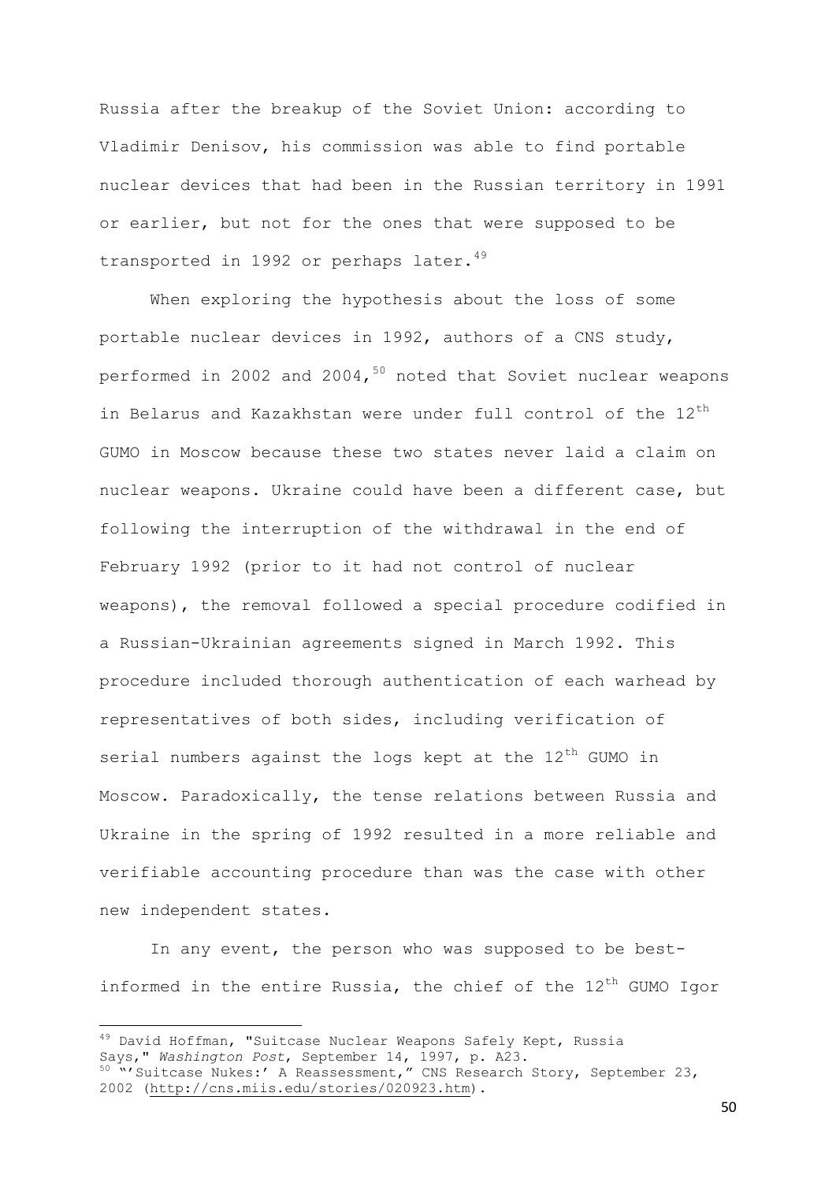Russia after the breakup of the Soviet Union: according to Vladimir Denisov, his commission was able to find portable nuclear devices that had been in the Russian territory in 1991 or earlier, but not for the ones that were supposed to be transported in 1992 or perhaps later.[49]

When exploring the hypothesis about the loss of some portable nuclear devices in 1992, authors of a CNS study, performed in 2002 and 2004,[50] noted that Soviet nuclear weapons in Belarus and Kazakhstan were under full control of the 12th GUMO in Moscow because these two states never laid a claim on nuclear weapons. Ukraine could have been a different case, but following the interruption of the withdrawal in the end of February 1992 (prior to it had not control of nuclear weapons), the removal followed a special procedure codified in a Russian-Ukrainian agreements signed in March 1992. This procedure included thorough authentication of each warhead by representatives of both sides, including verification of serial numbers against the logs kept at the 12th GUMO in Moscow. Paradoxically, the tense relations between Russia and Ukraine in the spring of 1992 resulted in a more reliable and verifiable accounting procedure than was the case with other new independent states.

In any event, the person who was supposed to be best-informed in the entire Russia, the chief of the 12th GUMO Igor

---

[49] David Hoffman, "Suitcase Nuclear Weapons Safely Kept, Russia Says," *Washington Post*, September 14, 1997, p. A23.

[50] "'Suitcase Nukes:' A Reassessment," CNS Research Story, September 23, 2002 (http://cns.miis.edu/stories/020923.htm).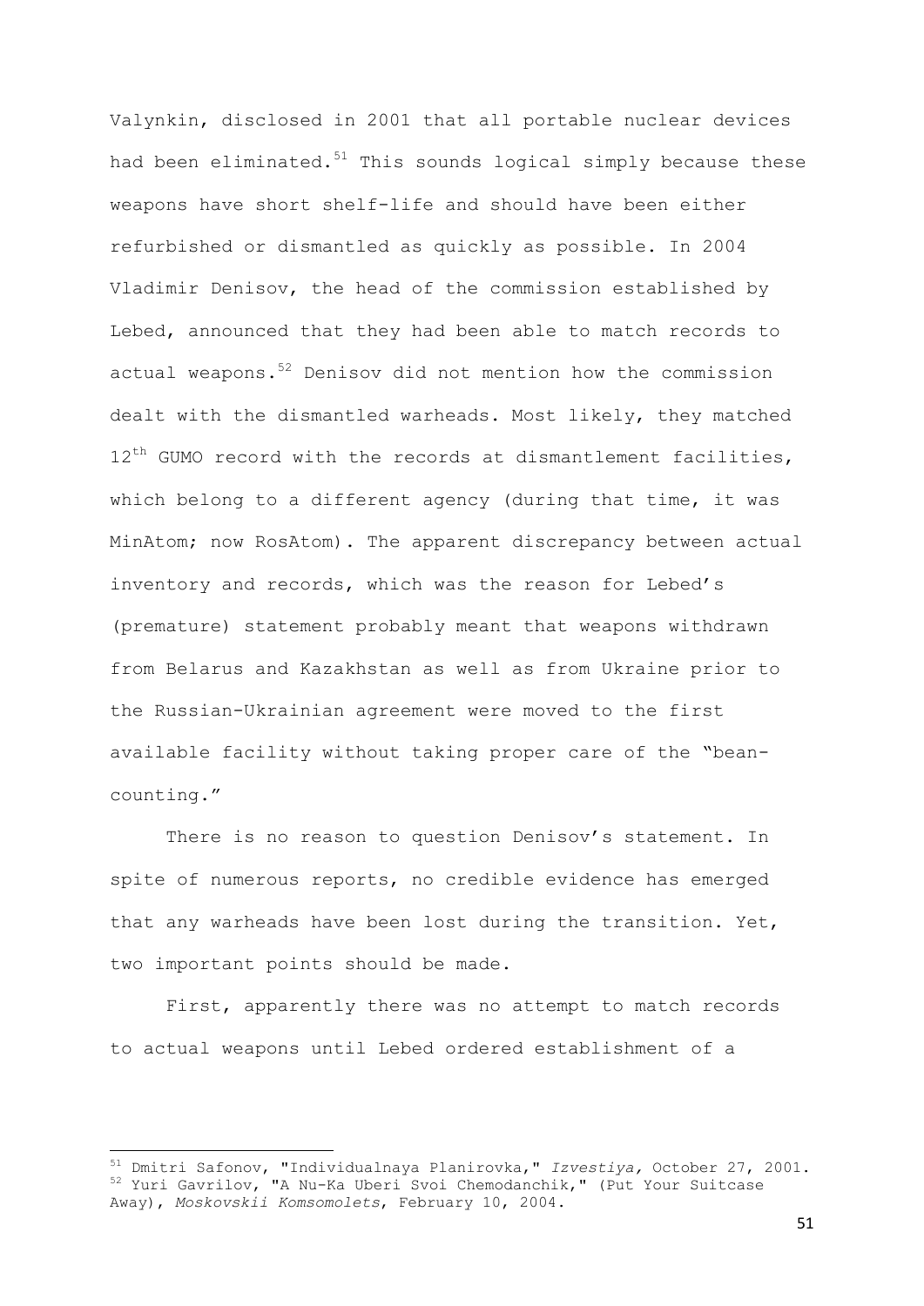Valynkin, disclosed in 2001 that all portable nuclear devices had been eliminated.[51] This sounds logical simply because these weapons have short shelf-life and should have been either refurbished or dismantled as quickly as possible. In 2004 Vladimir Denisov, the head of the commission established by Lebed, announced that they had been able to match records to actual weapons.[52] Denisov did not mention how the commission dealt with the dismantled warheads. Most likely, they matched 12th GUMO record with the records at dismantlement facilities, which belong to a different agency (during that time, it was MinAtom; now RosAtom). The apparent discrepancy between actual inventory and records, which was the reason for Lebed's (premature) statement probably meant that weapons withdrawn from Belarus and Kazakhstan as well as from Ukraine prior to the Russian-Ukrainian agreement were moved to the first available facility without taking proper care of the "bean-counting."

There is no reason to question Denisov's statement. In spite of numerous reports, no credible evidence has emerged that any warheads have been lost during the transition. Yet, two important points should be made.

First, apparently there was no attempt to match records to actual weapons until Lebed ordered establishment of a

---

[51] Dmitri Safonov, "Individualnaya Planirovka," *Izvestiya,* October 27, 2001.

[52] Yuri Gavrilov, "A Nu-Ka Uberi Svoi Chemodanchik," (Put Your Suitcase Away), *Moskovskii Komsomolets*, February 10, 2004.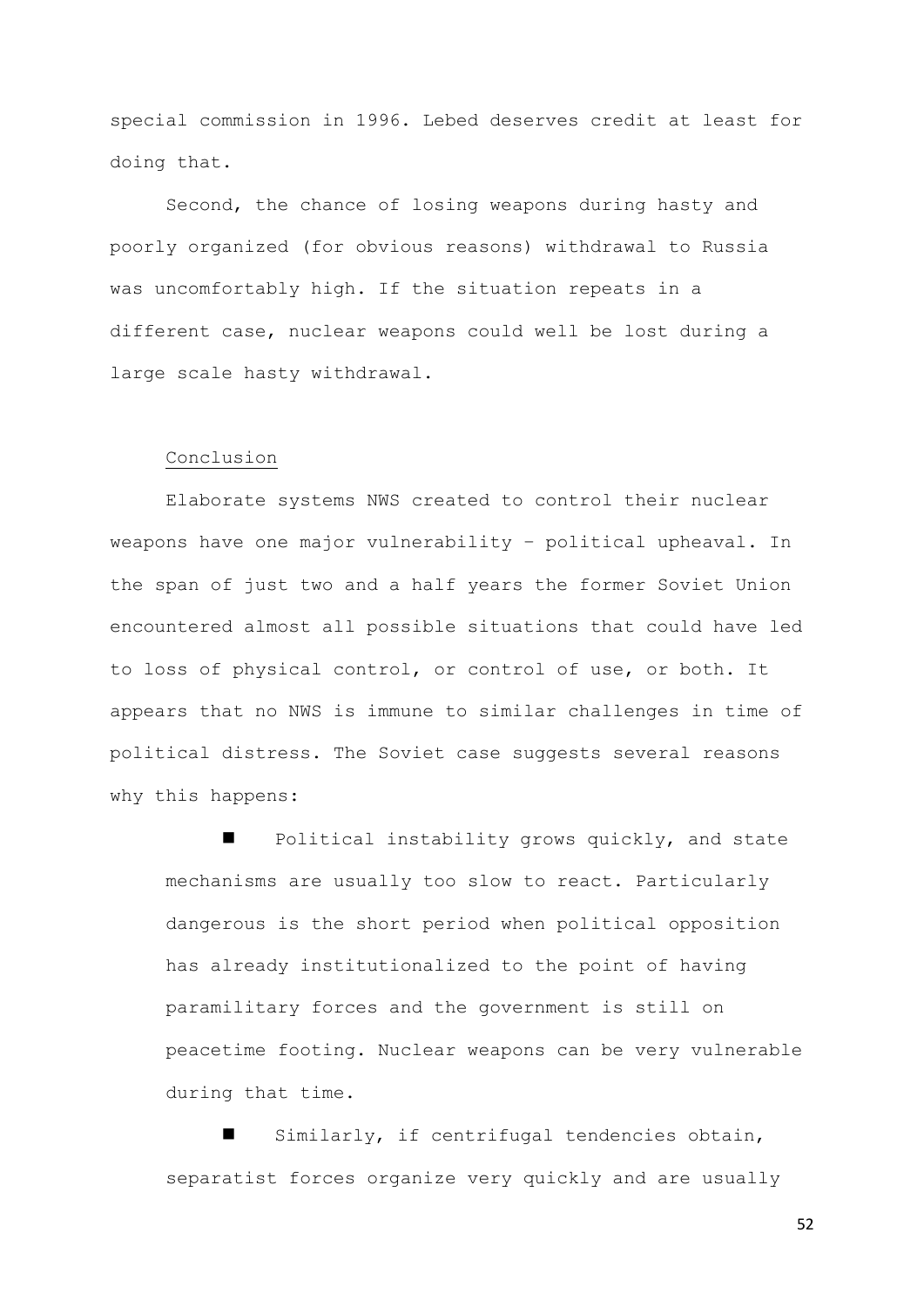special commission in 1996. Lebed deserves credit at least for doing that.

Second, the chance of losing weapons during hasty and poorly organized (for obvious reasons) withdrawal to Russia was uncomfortably high. If the situation repeats in a different case, nuclear weapons could well be lost during a large scale hasty withdrawal.

## Conclusion

Elaborate systems NWS created to control their nuclear weapons have one major vulnerability – political upheaval. In the span of just two and a half years the former Soviet Union encountered almost all possible situations that could have led to loss of physical control, or control of use, or both. It appears that no NWS is immune to similar challenges in time of political distress. The Soviet case suggests several reasons why this happens:

- Political instability grows quickly, and state mechanisms are usually too slow to react. Particularly dangerous is the short period when political opposition has already institutionalized to the point of having paramilitary forces and the government is still on peacetime footing. Nuclear weapons can be very vulnerable during that time.
- Similarly, if centrifugal tendencies obtain, separatist forces organize very quickly and are usually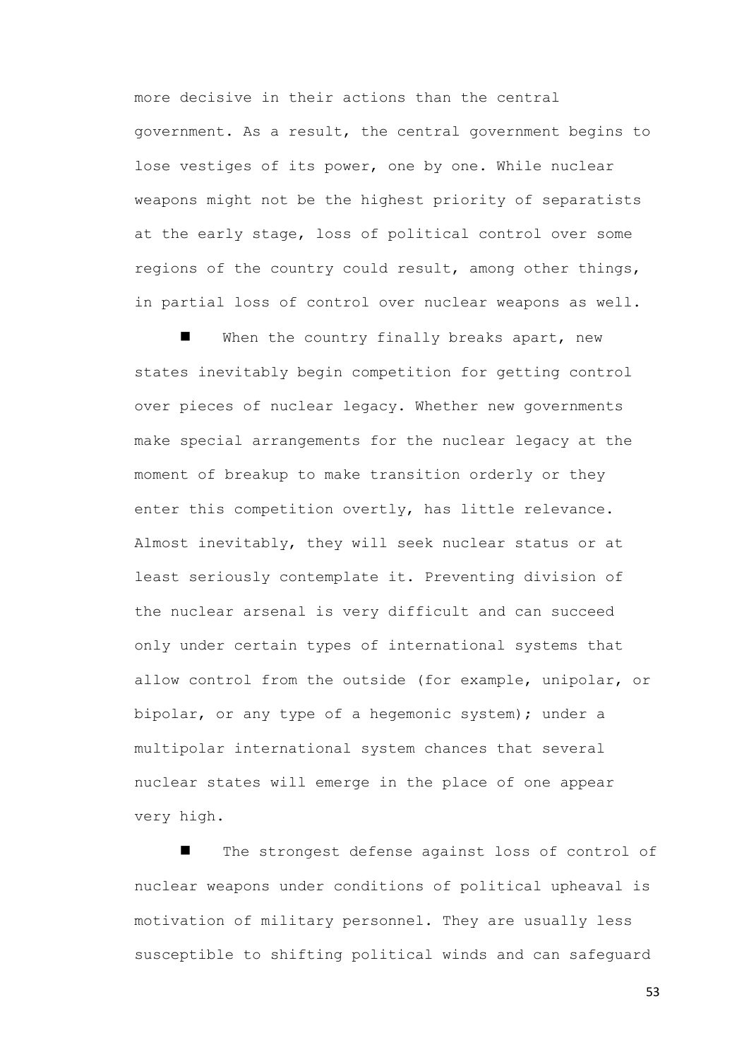more decisive in their actions than the central government. As a result, the central government begins to lose vestiges of its power, one by one. While nuclear weapons might not be the highest priority of separatists at the early stage, loss of political control over some regions of the country could result, among other things, in partial loss of control over nuclear weapons as well.

- When the country finally breaks apart, new states inevitably begin competition for getting control over pieces of nuclear legacy. Whether new governments make special arrangements for the nuclear legacy at the moment of breakup to make transition orderly or they enter this competition overtly, has little relevance. Almost inevitably, they will seek nuclear status or at least seriously contemplate it. Preventing division of the nuclear arsenal is very difficult and can succeed only under certain types of international systems that allow control from the outside (for example, unipolar, or bipolar, or any type of a hegemonic system); under a multipolar international system chances that several nuclear states will emerge in the place of one appear very high.

- The strongest defense against loss of control of nuclear weapons under conditions of political upheaval is motivation of military personnel. They are usually less susceptible to shifting political winds and can safeguard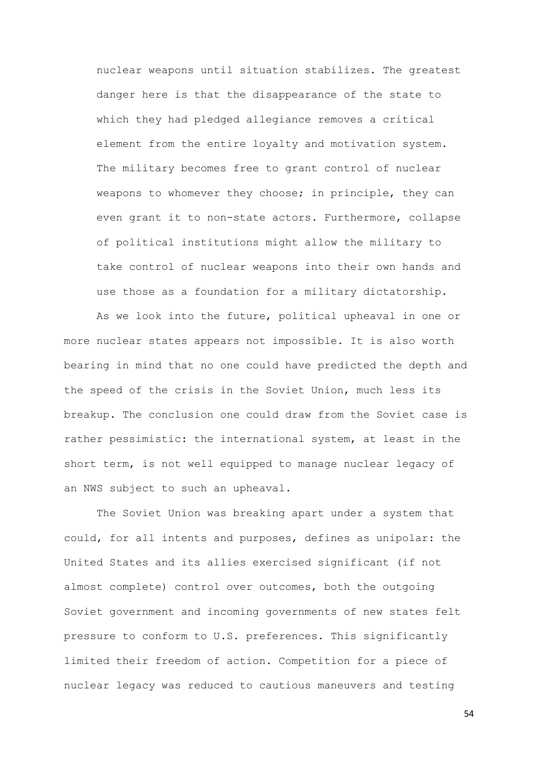nuclear weapons until situation stabilizes. The greatest danger here is that the disappearance of the state to which they had pledged allegiance removes a critical element from the entire loyalty and motivation system. The military becomes free to grant control of nuclear weapons to whomever they choose; in principle, they can even grant it to non-state actors. Furthermore, collapse of political institutions might allow the military to take control of nuclear weapons into their own hands and use those as a foundation for a military dictatorship.

As we look into the future, political upheaval in one or more nuclear states appears not impossible. It is also worth bearing in mind that no one could have predicted the depth and the speed of the crisis in the Soviet Union, much less its breakup. The conclusion one could draw from the Soviet case is rather pessimistic: the international system, at least in the short term, is not well equipped to manage nuclear legacy of an NWS subject to such an upheaval.

The Soviet Union was breaking apart under a system that could, for all intents and purposes, defines as unipolar: the United States and its allies exercised significant (if not almost complete) control over outcomes, both the outgoing Soviet government and incoming governments of new states felt pressure to conform to U.S. preferences. This significantly limited their freedom of action. Competition for a piece of nuclear legacy was reduced to cautious maneuvers and testing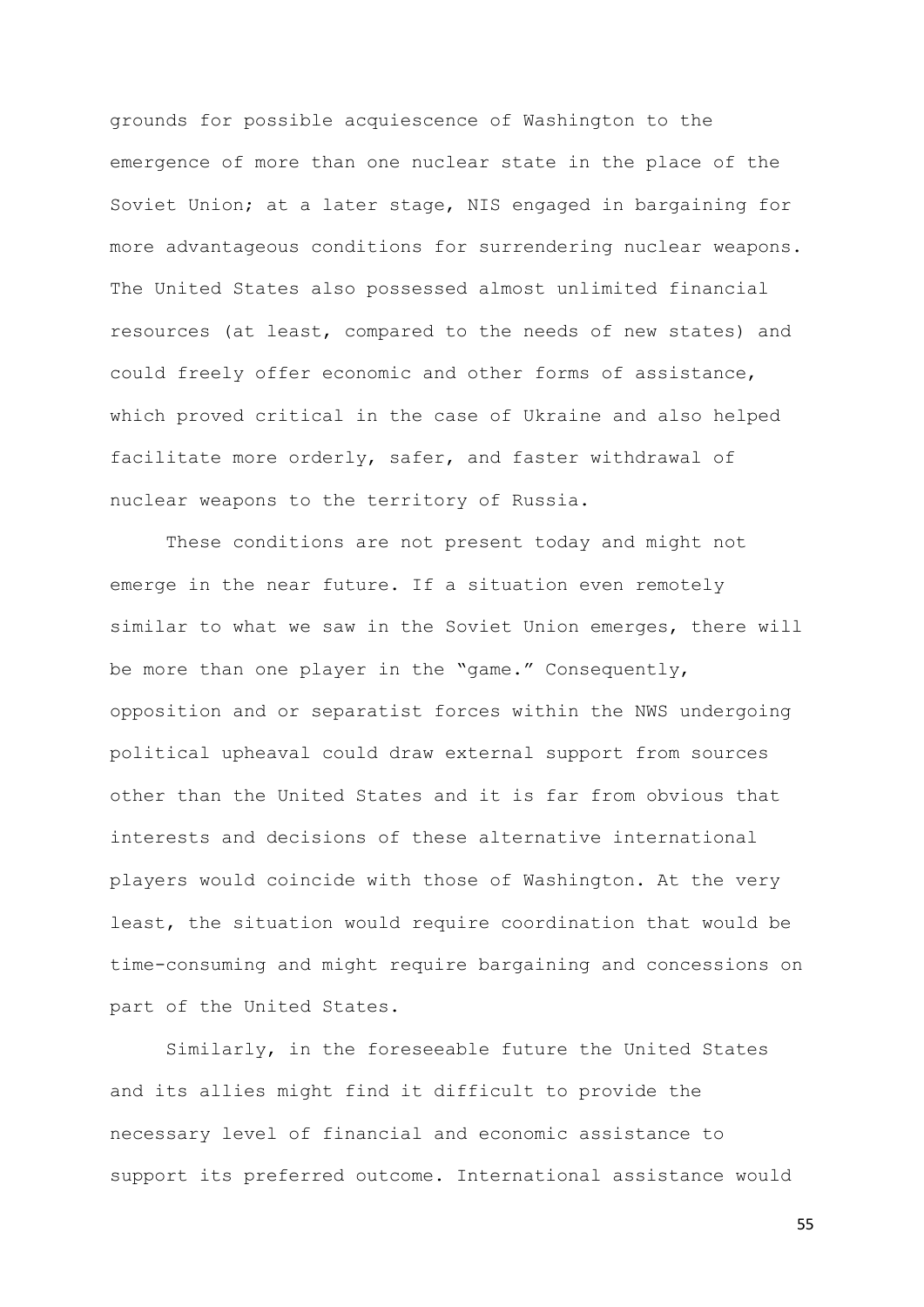grounds for possible acquiescence of Washington to the emergence of more than one nuclear state in the place of the Soviet Union; at a later stage, NIS engaged in bargaining for more advantageous conditions for surrendering nuclear weapons. The United States also possessed almost unlimited financial resources (at least, compared to the needs of new states) and could freely offer economic and other forms of assistance, which proved critical in the case of Ukraine and also helped facilitate more orderly, safer, and faster withdrawal of nuclear weapons to the territory of Russia.

These conditions are not present today and might not emerge in the near future. If a situation even remotely similar to what we saw in the Soviet Union emerges, there will be more than one player in the "game." Consequently, opposition and or separatist forces within the NWS undergoing political upheaval could draw external support from sources other than the United States and it is far from obvious that interests and decisions of these alternative international players would coincide with those of Washington. At the very least, the situation would require coordination that would be time-consuming and might require bargaining and concessions on part of the United States.

Similarly, in the foreseeable future the United States and its allies might find it difficult to provide the necessary level of financial and economic assistance to support its preferred outcome. International assistance would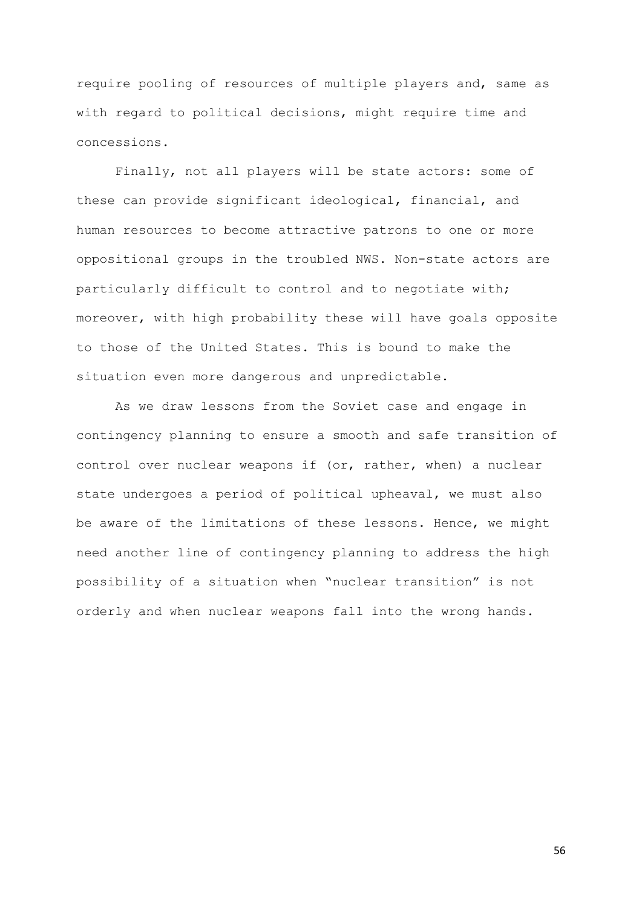require pooling of resources of multiple players and, same as with regard to political decisions, might require time and concessions.

Finally, not all players will be state actors: some of these can provide significant ideological, financial, and human resources to become attractive patrons to one or more oppositional groups in the troubled NWS. Non-state actors are particularly difficult to control and to negotiate with; moreover, with high probability these will have goals opposite to those of the United States. This is bound to make the situation even more dangerous and unpredictable.

As we draw lessons from the Soviet case and engage in contingency planning to ensure a smooth and safe transition of control over nuclear weapons if (or, rather, when) a nuclear state undergoes a period of political upheaval, we must also be aware of the limitations of these lessons. Hence, we might need another line of contingency planning to address the high possibility of a situation when "nuclear transition" is not orderly and when nuclear weapons fall into the wrong hands.